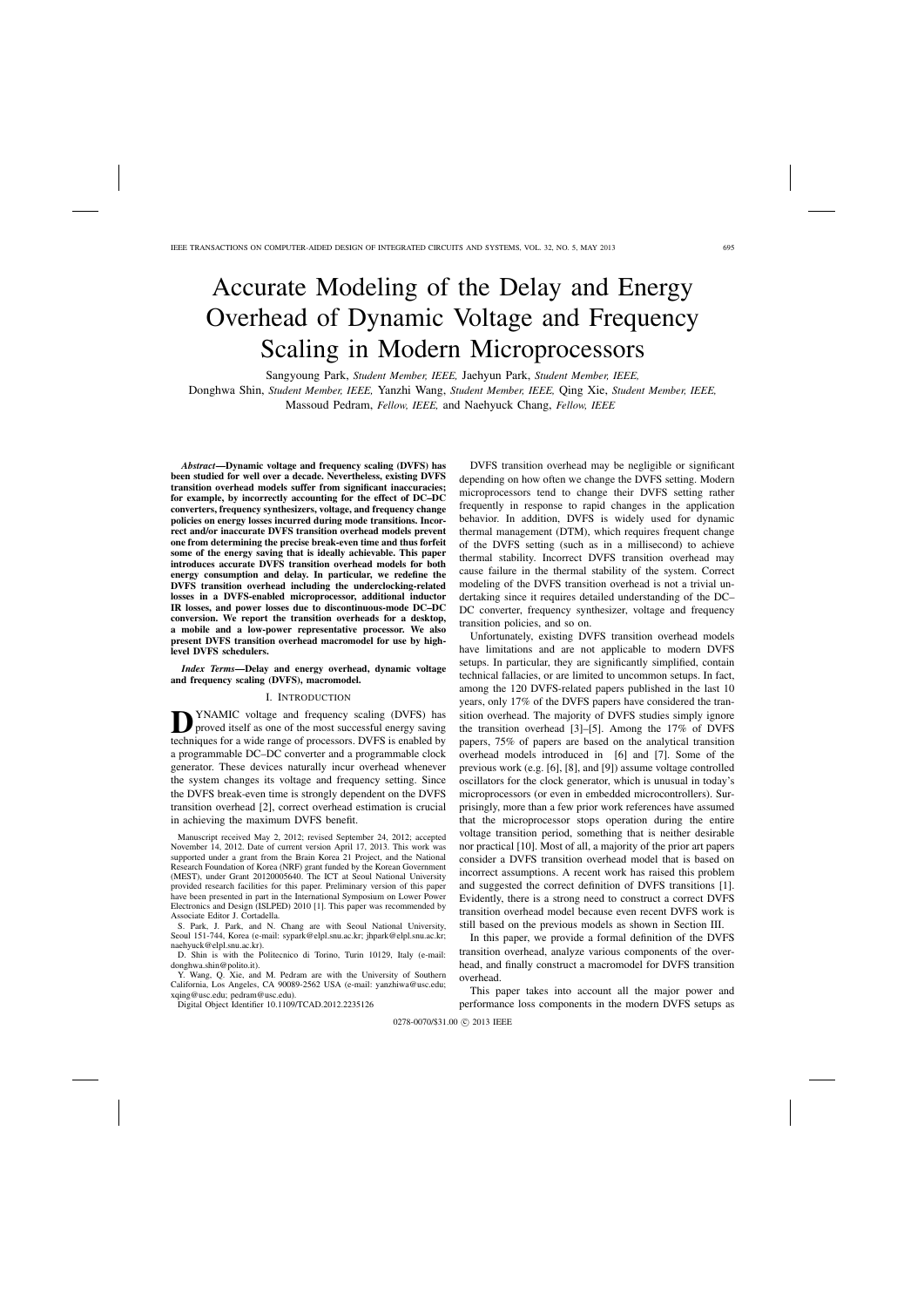# Accurate Modeling of the Delay and Energy Overhead of Dynamic Voltage and Frequency Scaling in Modern Microprocessors

Sangyoung Park, *Student Member, IEEE,* Jaehyun Park, *Student Member, IEEE,* Donghwa Shin, *Student Member, IEEE,* Yanzhi Wang, *Student Member, IEEE,* Qing Xie, *Student Member, IEEE,* Massoud Pedram, *Fellow, IEEE,* and Naehyuck Chang, *Fellow, IEEE*

***Abstract*—Dynamic voltage and frequency scaling (DVFS) has been studied for well over a decade. Nevertheless, existing DVFS transition overhead models suffer from significant inaccuracies; for example, by incorrectly accounting for the effect of DC–DC converters, frequency synthesizers, voltage, and frequency change policies on energy losses incurred during mode transitions. Incorrect and/or inaccurate DVFS transition overhead models prevent one from determining the precise break-even time and thus forfeit some of the energy saving that is ideally achievable. This paper introduces accurate DVFS transition overhead models for both energy consumption and delay. In particular, we redefine the DVFS transition overhead including the underclocking-related losses in a DVFS-enabled microprocessor, additional inductor IR losses, and power losses due to discontinuous-mode DC–DC conversion. We report the transition overheads for a desktop, a mobile and a low-power representative processor. We also present DVFS transition overhead macromodel for use by high-level DVFS schedulers.**

***Index Terms*—Delay and energy overhead, dynamic voltage and frequency scaling (DVFS), macromodel.**

## I. Introduction

**D**YNAMIC voltage and frequency scaling (DVFS) has proved itself as one of the most successful energy saving techniques for a wide range of processors. DVFS is enabled by a programmable DC–DC converter and a programmable clock generator. These devices naturally incur overhead whenever the system changes its voltage and frequency setting. Since the DVFS break-even time is strongly dependent on the DVFS transition overhead [2], correct overhead estimation is crucial in achieving the maximum DVFS benefit.

Manuscript received May 2, 2012; revised September 24, 2012; accepted November 14, 2012. Date of current version April 17, 2013. This work was supported under a grant from the Brain Korea 21 Project, and the National Research Foundation of Korea (NRF) grant funded by the Korean Government (MEST), under Grant 20120005640. The ICT at Seoul National University provided research facilities for this paper. Preliminary version of this paper have been presented in part in the International Symposium on Lower Power Electronics and Design (ISLPED) 2010 [1]. This paper was recommended by Associate Editor J. Cortadella.

S. Park, J. Park, and N. Chang are with Seoul National University, Seoul 151-744, Korea (e-mail: sypark@elpl.snu.ac.kr; jhpark@elpl.snu.ac.kr; naehyuck@elpl.snu.ac.kr).

D. Shin is with the Politecnico di Torino, Turin 10129, Italy (e-mail: donghwa.shin@polito.it).

Y. Wang, Q. Xie, and M. Pedram are with the University of Southern California, Los Angeles, CA 90089-2562 USA (e-mail: yanzhiwa@usc.edu; xqing@usc.edu; pedram@usc.edu).

Digital Object Identifier 10.1109/TCAD.2012.2235126

DVFS transition overhead may be negligible or significant depending on how often we change the DVFS setting. Modern microprocessors tend to change their DVFS setting rather frequently in response to rapid changes in the application behavior. In addition, DVFS is widely used for dynamic thermal management (DTM), which requires frequent change of the DVFS setting (such as in a millisecond) to achieve thermal stability. Incorrect DVFS transition overhead may cause failure in the thermal stability of the system. Correct modeling of the DVFS transition overhead is not a trivial undertaking since it requires detailed understanding of the DC–DC converter, frequency synthesizer, voltage and frequency transition policies, and so on.

Unfortunately, existing DVFS transition overhead models have limitations and are not applicable to modern DVFS setups. In particular, they are significantly simplified, contain technical fallacies, or are limited to uncommon setups. In fact, among the 120 DVFS-related papers published in the last 10 years, only 17% of the DVFS papers have considered the transition overhead. The majority of DVFS studies simply ignore the transition overhead [3]–[5]. Among the 17% of DVFS papers, 75% of papers are based on the analytical transition overhead models introduced in [6] and [7]. Some of the previous work (e.g. [6], [8], and [9]) assume voltage controlled oscillators for the clock generator, which is unusual in today's microprocessors (or even in embedded microcontrollers). Surprisingly, more than a few prior work references have assumed that the microprocessor stops operation during the entire voltage transition period, something that is neither desirable nor practical [10]. Most of all, a majority of the prior art papers consider a DVFS transition overhead model that is based on incorrect assumptions. A recent work has raised this problem and suggested the correct definition of DVFS transitions [1]. Evidently, there is a strong need to construct a correct DVFS transition overhead model because even recent DVFS work is still based on the previous models as shown in Section III.

In this paper, we provide a formal definition of the DVFS transition overhead, analyze various components of the overhead, and finally construct a macromodel for DVFS transition overhead.

This paper takes into account all the major power and performance loss components in the modern DVFS setups as

0278-0070/$31.00 © 2013 IEEE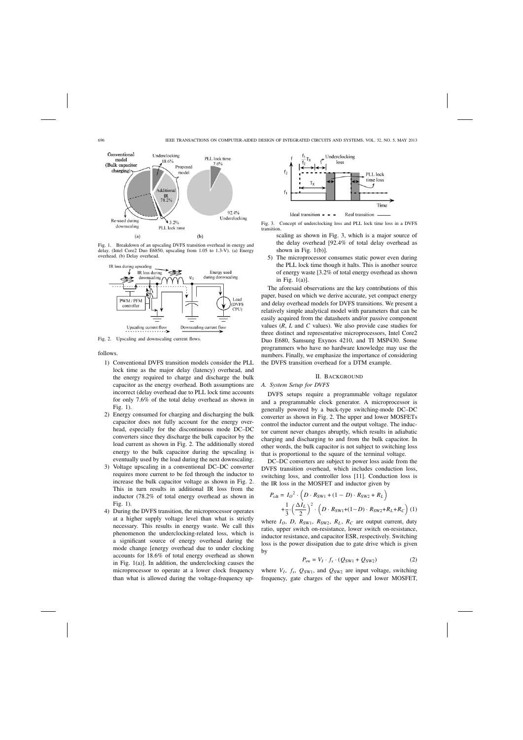Fig. 1. Breakdown of an upscaling DVFS transition overhead in energy and delay. (Intel Core2 Duo E6850, upscaling from 1.05 to 1.3-V). (a) Energy overhead. (b) Delay overhead.

Fig. 2. Upscaling and downscaling current flows.

follows.

1) Conventional DVFS transition models consider the PLL lock time as the major delay (latency) overhead, and the energy required to charge and discharge the bulk capacitor as the energy overhead. Both assumptions are incorrect (delay overhead due to PLL lock time accounts for only 7.6% of the total delay overhead as shown in Fig. 1).
2) Energy consumed for charging and discharging the bulk capacitor does not fully account for the energy overhead, especially for the discontinuous mode DC–DC converters since they discharge the bulk capacitor by the load current as shown in Fig. 2. The additionally stored energy to the bulk capacitor during the upscaling is eventually used by the load during the next downscaling.
3) Voltage upscaling in a conventional DC–DC converter requires more current to be fed through the inductor to increase the bulk capacitor voltage as shown in Fig. 2. This in turn results in additional IR loss from the inductor (78.2% of total energy overhead as shown in Fig. 1).
4) During the DVFS transition, the microprocessor operates at a higher supply voltage level than what is strictly necessary. This results in energy waste. We call this phenomenon the underclocking-related loss, which is a significant source of energy overhead during the mode change [energy overhead due to under clocking accounts for 18.6% of total energy overhead as shown in Fig. 1(a)]. In addition, the underclocking causes the microprocessor to operate at a lower clock frequency than what is allowed during the voltage-frequency upscaling as shown in Fig. 3, which is a major source of the delay overhead [92.4% of total delay overhead as shown in Fig. 1(b)].
5) The microprocessor consumes static power even during the PLL lock time though it halts. This is another source of energy waste [3.2% of total energy overhead as shown in Fig. 1(a)].

Fig. 3. Concept of underclocking loss and PLL lock time loss in a DVFS transition.

The aforesaid observations are the key contributions of this paper, based on which we derive accurate, yet compact energy and delay overhead models for DVFS transitions. We present a relatively simple analytical model with parameters that can be easily acquired from the datasheets and/or passive component values ($R$, $L$ and $C$ values). We also provide case studies for three distinct and representative microprocessors, Intel Core2 Duo E680, Samsung Exynos 4210, and TI MSP430. Some programmers who have no hardware knowledge may use the numbers. Finally, we emphasize the importance of considering the DVFS transition overhead for a DTM example.

## II. Background

### A. System Setup for DVFS

DVFS setups require a programmable voltage regulator and a programmable clock generator. A microprocessor is generally powered by a buck-type switching-mode DC–DC converter as shown in Fig. 2. The upper and lower MOSFETs control the inductor current and the output voltage. The inductor current never changes abruptly, which results in adiabatic charging and discharging to and from the bulk capacitor. In other words, the bulk capacitor is not subject to switching loss that is proportional to the square of the terminal voltage.

DC–DC converters are subject to power loss aside from the DVFS transition overhead, which includes conduction loss, switching loss, and controller loss [11]. Conduction loss is the IR loss in the MOSFET and inductor given by

$$P_{\text{cdt}} = I_O{}^2 \cdot \left( D \cdot R_{\text{SW1}} + (1-D) \cdot R_{\text{SW2}} + R_L \right) + \frac{1}{3} \cdot \left( \frac{\Delta I_L}{2} \right)^2 \cdot \left( D \cdot R_{\text{SW1}} + (1-D) \cdot R_{\text{SW2}} + R_L + R_C \right) \quad (1)$$

where $I_O$, $D$, $R_{\text{SW1}}$, $R_{\text{SW2}}$, $R_L$, $R_C$ are output current, duty ratio, upper switch on-resistance, lower switch on-resistance, inductor resistance, and capacitor ESR, respectively. Switching loss is the power dissipation due to gate drive which is given by

$$P_{\text{sw}} = V_I \cdot f_s \cdot (Q_{\text{SW1}} + Q_{\text{SW2}}) \quad (2)$$

where $V_I$, $f_s$, $Q_{\text{SW1}}$, and $Q_{\text{SW2}}$ are input voltage, switching frequency, gate charges of the upper and lower MOSFET,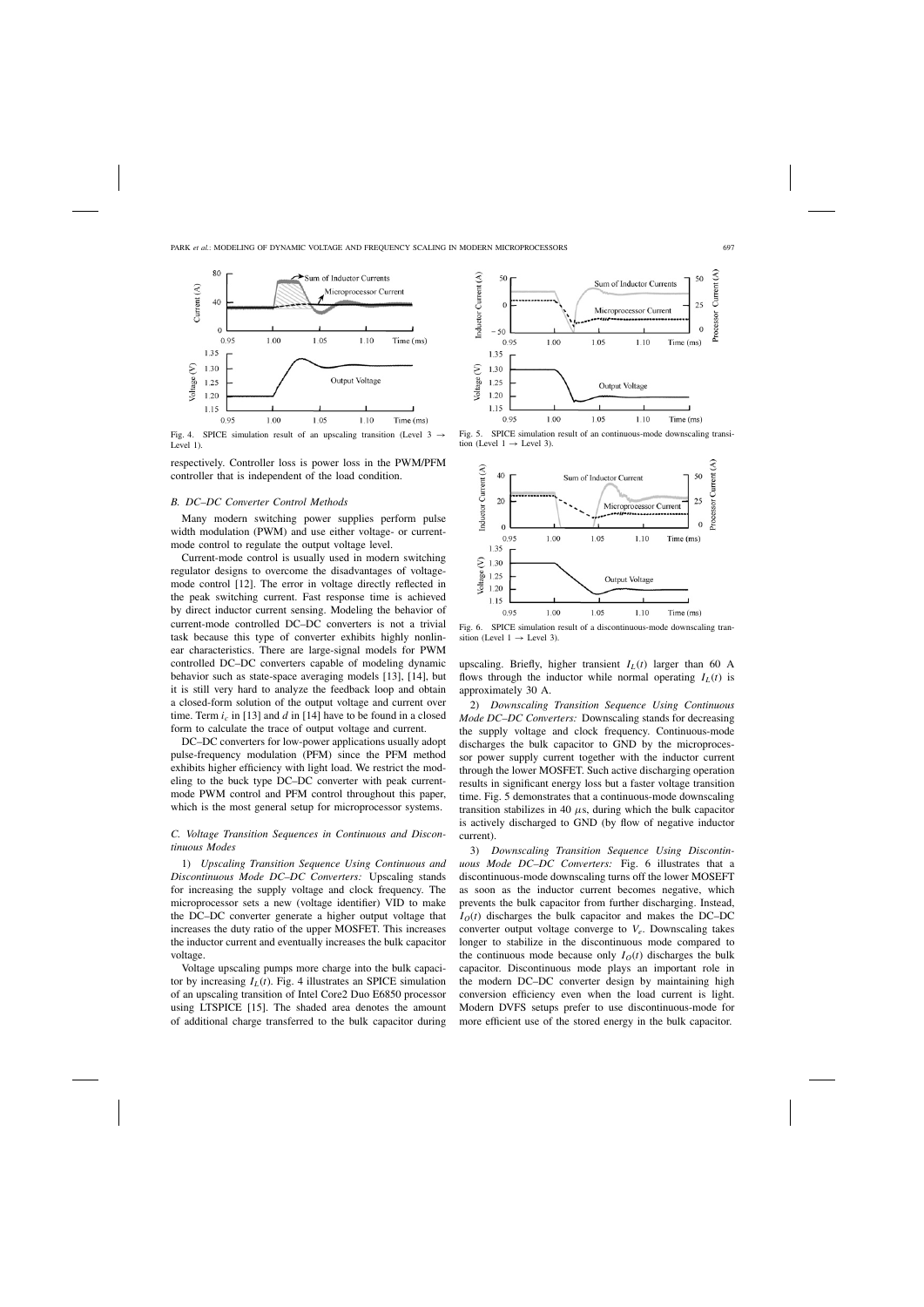Fig. 4. SPICE simulation result of an upscaling transition (Level 3 → Level 1).

Fig. 5. SPICE simulation result of an continuous-mode downscaling transition (Level 1 → Level 3).

Fig. 6. SPICE simulation result of a discontinuous-mode downscaling transition (Level 1 → Level 3).

respectively. Controller loss is power loss in the PWM/PFM controller that is independent of the load condition.

### B. DC–DC Converter Control Methods

Many modern switching power supplies perform pulse width modulation (PWM) and use either voltage- or current-mode control to regulate the output voltage level.

Current-mode control is usually used in modern switching regulator designs to overcome the disadvantages of voltage-mode control [12]. The error in voltage directly reflected in the peak switching current. Fast response time is achieved by direct inductor current sensing. Modeling the behavior of current-mode controlled DC–DC converters is not a trivial task because this type of converter exhibits highly nonlinear characteristics. There are large-signal models for PWM controlled DC–DC converters capable of modeling dynamic behavior such as state-space averaging models [13], [14], but it is still very hard to analyze the feedback loop and obtain a closed-form solution of the output voltage and current over time. Term $i_c$ in [13] and $d$ in [14] have to be found in a closed form to calculate the trace of output voltage and current.

DC–DC converters for low-power applications usually adopt pulse-frequency modulation (PFM) since the PFM method exhibits higher efficiency with light load. We restrict the modeling to the buck type DC–DC converter with peak current-mode PWM control and PFM control throughout this paper, which is the most general setup for microprocessor systems.

### C. Voltage Transition Sequences in Continuous and Discontinuous Modes

1) *Upscaling Transition Sequence Using Continuous and Discontinuous Mode DC–DC Converters:* Upscaling stands for increasing the supply voltage and clock frequency. The microprocessor sets a new (voltage identifier) VID to make the DC–DC converter generate a higher output voltage that increases the duty ratio of the upper MOSFET. This increases the inductor current and eventually increases the bulk capacitor voltage.

Voltage upscaling pumps more charge into the bulk capacitor by increasing $I_L(t)$. Fig. 4 illustrates an SPICE simulation of an upscaling transition of Intel Core2 Duo E6850 processor using LTSPICE [15]. The shaded area denotes the amount of additional charge transferred to the bulk capacitor during upscaling. Briefly, higher transient $I_L(t)$ larger than 60 A flows through the inductor while normal operating $I_L(t)$ is approximately 30 A.

2) *Downscaling Transition Sequence Using Continuous Mode DC–DC Converters:* Downscaling stands for decreasing the supply voltage and clock frequency. Continuous-mode discharges the bulk capacitor to GND by the microprocessor power supply current together with the inductor current through the lower MOSFET. Such active discharging operation results in significant energy loss but a faster voltage transition time. Fig. 5 demonstrates that a continuous-mode downscaling transition stabilizes in 40 $\mu$s, during which the bulk capacitor is actively discharged to GND (by flow of negative inductor current).

3) *Downscaling Transition Sequence Using Discontinuous Mode DC–DC Converters:* Fig. 6 illustrates that a discontinuous-mode downscaling turns off the lower MOSEFT as soon as the inductor current becomes negative, which prevents the bulk capacitor from further discharging. Instead, $I_O(t)$ discharges the bulk capacitor and makes the DC–DC converter output voltage converge to $V_e$. Downscaling takes longer to stabilize in the discontinuous mode compared to the continuous mode because only $I_O(t)$ discharges the bulk capacitor. Discontinuous mode plays an important role in the modern DC–DC converter design by maintaining high conversion efficiency even when the load current is light. Modern DVFS setups prefer to use discontinuous-mode for more efficient use of the stored energy in the bulk capacitor.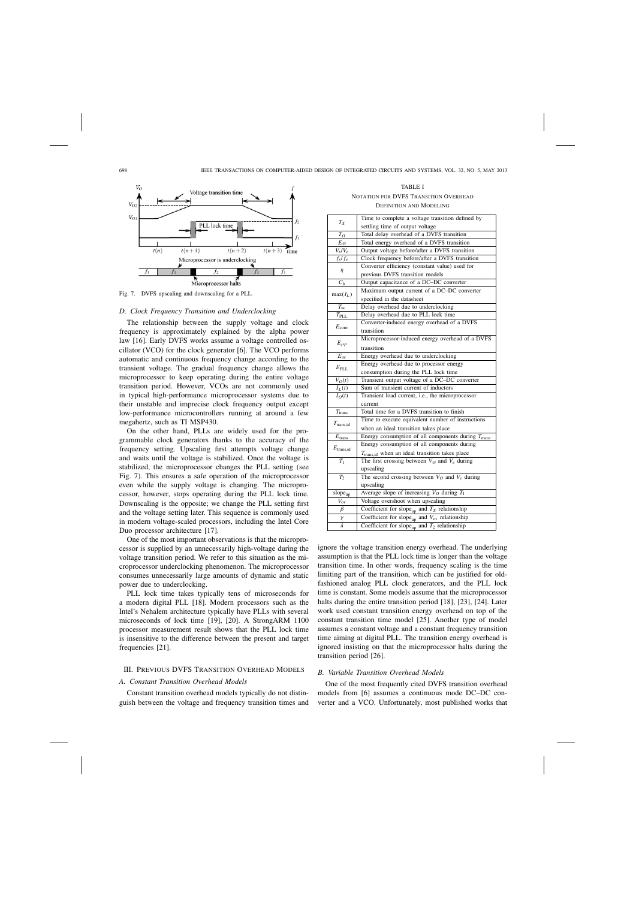Fig. 7. DVFS upscaling and downscaling for a PLL.

### D. Clock Frequency Transition and Underclocking

The relationship between the supply voltage and clock frequency is approximately explained by the alpha power law [16]. Early DVFS works assume a voltage controlled oscillator (VCO) for the clock generator [6]. The VCO performs automatic and continuous frequency change according to the transient voltage. The gradual frequency change allows the microprocessor to keep operating during the entire voltage transition period. However, VCOs are not commonly used in typical high-performance microprocessor systems due to their unstable and imprecise clock frequency output except low-performance microcontrollers running at around a few megahertz, such as TI MSP430.

On the other hand, PLLs are widely used for the programmable clock generators thanks to the accuracy of the frequency setting. Upscaling first attempts voltage change and waits until the voltage is stabilized. Once the voltage is stabilized, the microprocessor changes the PLL setting (see Fig. 7). This ensures a safe operation of the microprocessor even while the supply voltage is changing. The microprocessor, however, stops operating during the PLL lock time. Downscaling is the opposite; we change the PLL setting first and the voltage setting later. This sequence is commonly used in modern voltage-scaled processors, including the Intel Core Duo processor architecture [17].

One of the most important observations is that the microprocessor is supplied by an unnecessarily high-voltage during the voltage transition period. We refer to this situation as the microprocessor underclocking phenomenon. The microprocessor consumes unnecessarily large amounts of dynamic and static power due to underclocking.

PLL lock time takes typically tens of microseconds for a modern digital PLL [18]. Modern processors such as the Intel's Nehalem architecture typically have PLLs with several microseconds of lock time [19], [20]. A StrongARM 1100 processor measurement result shows that the PLL lock time is insensitive to the difference between the present and target frequencies [21].

## III. Previous DVFS Transition Overhead Models

### A. Constant Transition Overhead Models

Constant transition overhead models typically do not distinguish between the voltage and frequency transition times and ignore the voltage transition energy overhead. The underlying assumption is that the PLL lock time is longer than the voltage transition time. In other words, frequency scaling is the time limiting part of the transition, which can be justified for old-fashioned analog PLL clock generators, and the PLL lock time is constant. Some models assume that the microprocessor halts during the entire transition period [18], [23], [24]. Later work used constant transition energy overhead on top of the constant transition time model [25]. Another type of model assumes a constant voltage and a constant frequency transition time aiming at digital PLL. The transition energy overhead is ignored insisting on that the microprocessor halts during the transition period [26].

### B. Variable Transition Overhead Models

One of the most frequently cited DVFS transition overhead models from [6] assumes a continuous mode DC–DC converter and a VCO. Unfortunately, most published works that

TABLE I
Notation for DVFS Transition Overhead Definition and Modeling

| Symbol | Description |
|---|---|
| $T_X$ | Time to complete a voltage transition defined by settling time of output voltage |
| $T_O$ | Total delay overhead of a DVFS transition |
| $E_O$ | Total energy overhead of a DVFS transition |
| $V_s/V_e$ | Output voltage before/after a DVFS transition |
| $f_s/f_e$ | Clock frequency before/after a DVFS transition |
| $\eta$ | Converter efficiency (constant value) used for previous DVFS transition models |
| $C_b$ | Output capacitance of a DC–DC converter |
| $\max(I_L)$ | Maximum output current of a DC–DC converter specified in the datasheet |
| $T_{uc}$ | Delay overhead due to underclocking |
| $T_{PLL}$ | Delay overhead due to PLL lock time |
| $E_{conv}$ | Converter-induced energy overhead of a DVFS transition |
| $E_{\mu p}$ | Microprocessor-induced energy overhead of a DVFS transition |
| $E_{uc}$ | Energy overhead due to underclocking |
| $E_{PLL}$ | Energy overhead due to processor energy consumption during the PLL lock time |
| $V_O(t)$ | Transient output voltage of a DC–DC converter |
| $I_L(t)$ | Sum of transient current of inductors |
| $I_O(t)$ | Transient load current, i.e., the microprocessor current |
| $T_{trans}$ | Total time for a DVFS transition to finish |
| $T_{trans,id}$ | Time to execute equivalent number of instructions when an ideal transition takes place |
| $E_{trans}$ | Energy consumption of all components during $T_{trans}$ |
| $E_{trans,id}$ | Energy consumption of all components during $T_{trans,id}$ when an ideal transition takes place |
| $T_1$ | The first crossing between $V_O$ and $V_e$ during upscaling |
| $T_2$ | The second crossing between $V_O$ and $V_e$ during upscaling |
| $slope_{up}$ | Average slope of increasing $V_O$ during $T_1$ |
| $V_{ov}$ | Voltage overshoot when upscaling |
| $\beta$ | Coefficient for $slope_{up}$ and $T_X$ relationship |
| $\gamma$ | Coefficient for $slope_{up}$ and $V_{ov}$ relationship |
| $\delta$ | Coefficient for $slope_{up}$ and $T_2$ relationship |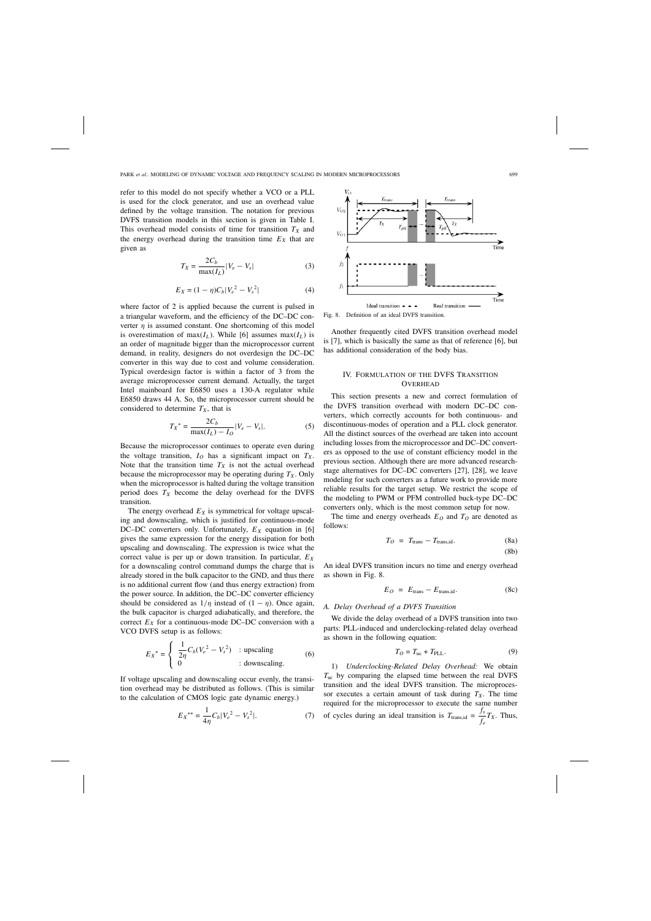refer to this model do not specify whether a VCO or a PLL is used for the clock generator, and use an overhead value defined by the voltage transition. The notation for previous DVFS transition models in this section is given in Table I. This overhead model consists of time for transition $T_X$ and the energy overhead during the transition time $E_X$ that are given as

$$T_X = \frac{2C_b}{\max(I_L)}|V_e - V_s| \tag{3}$$

$$E_X = (1-\eta)C_b|V_e{}^2 - V_s{}^2| \tag{4}$$

where factor of 2 is applied because the current is pulsed in a triangular waveform, and the efficiency of the DC–DC converter $\eta$ is assumed constant. One shortcoming of this model is overestimation of $\max(I_L)$. While [6] assumes $\max(I_L)$ is an order of magnitude bigger than the microprocessor current demand, in reality, designers do not overdesign the DC–DC converter in this way due to cost and volume consideration. Typical overdesign factor is within a factor of 3 from the average microprocessor current demand. Actually, the target Intel mainboard for E6850 uses a 130-A regulator while E6850 draws 44 A. So, the microprocessor current should be considered to determine $T_X$, that is

$$T_X{}^* = \frac{2C_b}{\max(I_L) - I_O}|V_e - V_s|. \tag{5}$$

Because the microprocessor continues to operate even during the voltage transition, $I_O$ has a significant impact on $T_X$. Note that the transition time $T_X$ is not the actual overhead because the microprocessor may be operating during $T_X$. Only when the microprocessor is halted during the voltage transition period does $T_X$ become the delay overhead for the DVFS transition.

The energy overhead $E_X$ is symmetrical for voltage upscaling and downscaling, which is justified for continuous-mode DC–DC converters only. Unfortunately, $E_X$ equation in [6] gives the same expression for the energy dissipation for both upscaling and downscaling. The expression is twice what the correct value is per up or down transition. In particular, $E_X$ for a downscaling control command dumps the charge that is already stored in the bulk capacitor to the GND, and thus there is no additional current flow (and thus energy extraction) from the power source. In addition, the DC–DC converter efficiency should be considered as $1/\eta$ instead of $(1-\eta)$. Once again, the bulk capacitor is charged adiabatically, and therefore, the correct $E_X$ for a continuous-mode DC–DC conversion with a VCO DVFS setup is as follows:

$$E_X{}^* = \begin{cases} \dfrac{1}{2\eta}C_b(V_e{}^2 - V_s{}^2) & : \text{upscaling} \\ 0 & : \text{downscaling.} \end{cases} \tag{6}$$

If voltage upscaling and downscaling occur evenly, the transition overhead may be distributed as follows. (This is similar to the calculation of CMOS logic gate dynamic energy.)

$$E_X{}^{**} = \frac{1}{4\eta}C_b|V_e{}^2 - V_s{}^2|. \tag{7}$$

Fig. 8. Definition of an ideal DVFS transition.

Another frequently cited DVFS transition overhead model is [7], which is basically the same as that of reference [6], but has additional consideration of the body bias.

## IV. Formulation of the DVFS Transition Overhead

This section presents a new and correct formulation of the DVFS transition overhead with modern DC–DC converters, which correctly accounts for both continuous- and discontinuous-modes of operation and a PLL clock generator. All the distinct sources of the overhead are taken into account including losses from the microprocessor and DC–DC converters as opposed to the use of constant efficiency model in the previous section. Although there are more advanced research-stage alternatives for DC–DC converters [27], [28], we leave modeling for such converters as a future work to provide more reliable results for the target setup. We restrict the scope of the modeling to PWM or PFM controlled buck-type DC–DC converters only, which is the most common setup for now.

The time and energy overheads $E_O$ and $T_O$ are denoted as follows:

$$T_O = T_{\text{trans}} - T_{\text{trans,id}}. \tag{8a}$$

$$\tag{8b}$$

An ideal DVFS transition incurs no time and energy overhead as shown in Fig. 8.

$$E_O = E_{\text{trans}} - E_{\text{trans,id}}. \tag{8c}$$

### A. Delay Overhead of a DVFS Transition

We divide the delay overhead of a DVFS transition into two parts: PLL-induced and underclocking-related delay overhead as shown in the following equation:

$$T_O = T_{\text{uc}} + T_{\text{PLL}}. \tag{9}$$

1) *Underclocking-Related Delay Overhead:* We obtain $T_{\text{uc}}$ by comparing the elapsed time between the real DVFS transition and the ideal DVFS transition. The microprocessor executes a certain amount of task during $T_X$. The time required for the microprocessor to execute the same number of cycles during an ideal transition is $T_{\text{trans,id}} = \frac{f_s}{f_e}T_X$. Thus,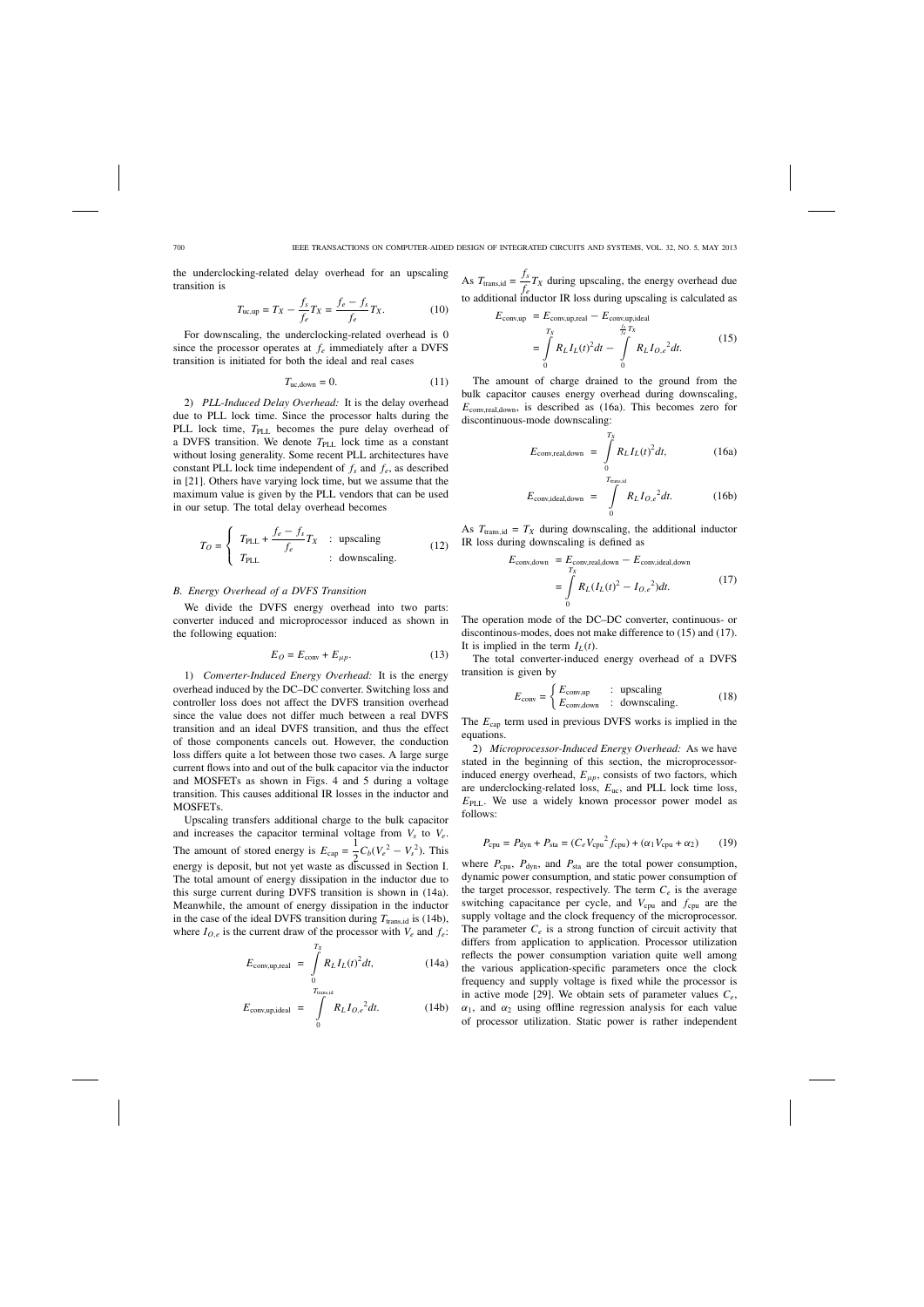the underclocking-related delay overhead for an upscaling transition is

$$T_{\text{uc,up}} = T_X - \frac{f_s}{f_e}T_X = \frac{f_e - f_s}{f_e}T_X. \tag{10}$$

For downscaling, the underclocking-related overhead is 0 since the processor operates at $f_e$ immediately after a DVFS transition is initiated for both the ideal and real cases

$$T_{\text{uc,down}} = 0. \tag{11}$$

2) *PLL-Induced Delay Overhead:* It is the delay overhead due to PLL lock time. Since the processor halts during the PLL lock time, $T_{\text{PLL}}$ becomes the pure delay overhead of a DVFS transition. We denote $T_{\text{PLL}}$ lock time as a constant without losing generality. Some recent PLL architectures have constant PLL lock time independent of $f_s$ and $f_e$, as described in [21]. Others have varying lock time, but we assume that the maximum value is given by the PLL vendors that can be used in our setup. The total delay overhead becomes

$$T_O = \begin{cases} T_{\text{PLL}} + \dfrac{f_e - f_s}{f_e}T_X & : \text{ upscaling} \\ T_{\text{PLL}} & : \text{ downscaling.} \end{cases} \tag{12}$$

### B. Energy Overhead of a DVFS Transition

We divide the DVFS energy overhead into two parts: converter induced and microprocessor induced as shown in the following equation:

$$E_O = E_{\text{conv}} + E_{\mu p}. \tag{13}$$

1) *Converter-Induced Energy Overhead:* It is the energy overhead induced by the DC–DC converter. Switching loss and controller loss does not affect the DVFS transition overhead since the value does not differ much between a real DVFS transition and an ideal DVFS transition, and thus the effect of those components cancels out. However, the conduction loss differs quite a lot between those two cases. A large surge current flows into and out of the bulk capacitor via the inductor and MOSFETs as shown in Figs. 4 and 5 during a voltage transition. This causes additional IR losses in the inductor and MOSFETs.

Upscaling transfers additional charge to the bulk capacitor and increases the capacitor terminal voltage from $V_s$ to $V_e$. The amount of stored energy is $E_{\text{cap}} = \frac{1}{2}C_b(V_e^2 - V_s^2)$. This energy is deposit, but not yet waste as discussed in Section I. The total amount of energy dissipation in the inductor due to this surge current during DVFS transition is shown in (14a). Meanwhile, the amount of energy dissipation in the inductor in the case of the ideal DVFS transition during $T_{\text{trans,id}}$ is (14b), where $I_{O,e}$ is the current draw of the processor with $V_e$ and $f_e$:

$$E_{\text{conv,up,real}} = \int_0^{T_X} R_L I_L(t)^2 dt, \tag{14a}$$

$$E_{\text{conv,up,ideal}} = \int_0^{T_{\text{trans,id}}} R_L I_{O,e}{}^2 dt. \tag{14b}$$

As $T_{\text{trans,id}} = \frac{f_s}{f_e}T_X$ during upscaling, the energy overhead due to additional inductor IR loss during upscaling is calculated as

$$\begin{aligned} E_{\text{conv,up}} &= E_{\text{conv,up,real}} - E_{\text{conv,up,ideal}} \\ &= \int_0^{T_X} R_L I_L(t)^2 dt - \int_0^{\frac{f_s}{f_e}T_X} R_L I_{O,e}{}^2 dt. \end{aligned} \tag{15}$$

The amount of charge drained to the ground from the bulk capacitor causes energy overhead during downscaling, $E_{\text{conv,real,down}}$, is described as (16a). This becomes zero for discontinuous-mode downscaling:

$$E_{\text{conv,real,down}} = \int_0^{T_X} R_L I_L(t)^2 dt, \tag{16a}$$

$$E_{\text{conv,ideal,down}} = \int_0^{T_{\text{trans,id}}} R_L I_{O,e}{}^2 dt. \tag{16b}$$

As $T_{\text{trans,id}} = T_X$ during downscaling, the additional inductor IR loss during downscaling is defined as

$$\begin{aligned} E_{\text{conv,down}} &= E_{\text{conv,real,down}} - E_{\text{conv,ideal,down}} \\ &= \int_0^{T_X} R_L (I_L(t)^2 - I_{O,e}{}^2) dt. \end{aligned} \tag{17}$$

The operation mode of the DC–DC converter, continuous- or discontinous-modes, does not make difference to (15) and (17). It is implied in the term $I_L(t)$.

The total converter-induced energy overhead of a DVFS transition is given by

$$E_{\text{conv}} = \begin{cases} E_{\text{conv,up}} & : \text{ upscaling} \\ E_{\text{conv,down}} & : \text{ downscaling.} \end{cases} \tag{18}$$

The $E_{\text{cap}}$ term used in previous DVFS works is implied in the equations.

2) *Microprocessor-Induced Energy Overhead:* As we have stated in the beginning of this section, the microprocessor-induced energy overhead, $E_{\mu p}$, consists of two factors, which are underclocking-related loss, $E_{\text{uc}}$, and PLL lock time loss, $E_{\text{PLL}}$. We use a widely known processor power model as follows:

$$P_{\text{cpu}} = P_{\text{dyn}} + P_{\text{sta}} = (C_e V_{\text{cpu}}{}^2 f_{\text{cpu}}) + (\alpha_1 V_{\text{cpu}} + \alpha_2) \tag{19}$$

where $P_{\text{cpu}}$, $P_{\text{dyn}}$, and $P_{\text{sta}}$ are the total power consumption, dynamic power consumption, and static power consumption of the target processor, respectively. The term $C_e$ is the average switching capacitance per cycle, and $V_{\text{cpu}}$ and $f_{\text{cpu}}$ are the supply voltage and the clock frequency of the microprocessor. The parameter $C_e$ is a strong function of circuit activity that differs from application to application. Processor utilization reflects the power consumption variation quite well among the various application-specific parameters once the clock frequency and supply voltage is fixed while the processor is in active mode [29]. We obtain sets of parameter values $C_e$, $\alpha_1$, and $\alpha_2$ using offline regression analysis for each value of processor utilization. Static power is rather independent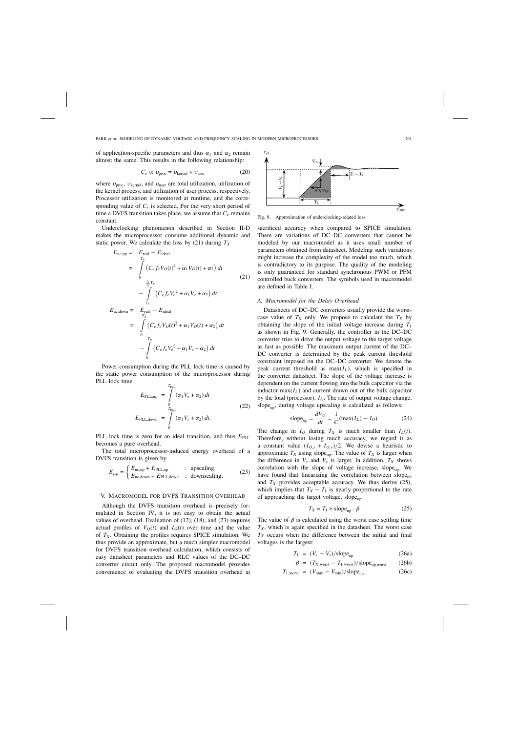of application-specific parameters and thus $\alpha_1$ and $\alpha_2$ remain almost the same. This results in the following relationship:

$$C_e \propto \upsilon_{\text{proc}} = \upsilon_{\text{kernel}} + \upsilon_{\text{user}} \tag{20}$$

where $\upsilon_{\text{proc}}$, $\upsilon_{\text{kernel}}$, and $\upsilon_{\text{user}}$ are total utilization, utilization of the kernel process, and utilization of user process, respectively. Processor utilization is monitored at runtime, and the corresponding value of $C_e$ is selected. For the very short period of time a DVFS transition takes place, we assume that $C_e$ remains constant.

Underclocking phenomenon described in Section II-D makes the microprocessor consume additional dynamic and static power. We calculate the loss by (21) during $T_X$

$$\begin{aligned}
E_{\text{uc,up}} &= E_{\text{real}} - E_{\text{ideal}} \\
&= \int_0^{T_X} \left(C_e f_s V_O(t)^2 + \alpha_1 V_O(t) + \alpha_2\right) dt \\
&\quad - \int_0^{\frac{f_s}{f_e}T_X} \left(C_e f_e V_e^2 + \alpha_1 V_e + \alpha_2\right) dt \\
E_{\text{uc,down}} &= E_{\text{real}} - E_{\text{ideal}} \\
&= \int_0^{T_X} \left(C_e f_e V_O(t)^2 + \alpha_1 V_O(t) + \alpha_2\right) dt \\
&\quad - \int_0^{T_X} \left(C_e f_e V_e^2 + \alpha_1 V_e + \alpha_2\right) dt
\end{aligned} \tag{21}$$

Power consumption during the PLL lock time is caused by the static power consumption of the microprocessor during PLL lock time

$$\begin{aligned}
E_{\text{PLL,up}} &= \int_0^{T_{\text{PLL}}} (\alpha_1 V_e + \alpha_2)\, dt \\
E_{\text{PLL,down}} &= \int_0^{T_{\text{PLL}}} (\alpha_1 V_s + \alpha_2)\, dt.
\end{aligned} \tag{22}$$

PLL lock time is zero for an ideal transition, and thus $E_{\text{PLL}}$ becomes a pure overhead.

The total microprocessor-induced energy overhead of a DVFS transition is given by

$$E_{\mu p} = \begin{cases} E_{\text{uc,up}} + E_{\text{PLL,up}} & : \text{ upscaling,} \\ E_{\text{uc,down}} + E_{\text{PLL,down}} & : \text{ downscaling.} \end{cases} \tag{23}$$

## V. Macromodel for DVFS Transition Overhead

Although the DVFS transition overhead is precisely formulated in Section IV, it is not easy to obtain the actual values of overhead. Evaluation of (12), (18), and (23) requires actual profiles of $V_O(t)$ and $I_O(t)$ over time and the value of $T_X$. Obtaining the profiles requires SPICE simulation. We thus provide an approximate, but a much simpler macromodel for DVFS transition overhead calculation, which consists of easy datasheet parameters and RLC values of the DC–DC converter circuit only. The proposed macromodel provides convenience of evaluating the DVFS transition overhead at sacrificed accuracy when compared to SPICE simulation. There are variations of DC–DC converters that cannot be modeled by our macromodel as it uses small number of parameters obtained from datasheet. Modeling such variations might increase the complexity of the model too much, which is contradictory to its purpose. The quality of the modeling is only guaranteed for standard synchronous PWM or PFM controlled buck converters. The symbols used in macromodel are defined in Table I.

Fig. 9. Approximation of underclocking-related loss.

### A. Macromodel for the Delay Overhead

Datasheets of DC–DC converters usually provide the worst-case value of $T_X$ only. We propose to calculate the $T_X$ by obtaining the slope of the initial voltage increase during $T_1$ as shown in Fig. 9. Generally, the controller in the DC–DC converter tries to drive the output voltage to the target voltage as fast as possible. The maximum output current of the DC–DC converter is determined by the peak current threshold constraint imposed on the DC–DC converter. We denote the peak current threshold as $\max(I_L)$, which is specified in the converter datasheet. The slope of the voltage increase is dependent on the current flowing into the bulk capacitor via the inductor $\max(I_L)$ and current drawn out of the bulk capacitor by the load (processor), $I_O$. The rate of output voltage change, $\text{slope}_{\text{up}}$, during voltage upscaling is calculated as follows:

$$\text{slope}_{\text{up}} = \frac{dV_O}{dt} = \frac{1}{C}(\max(I_L) - I_O). \tag{24}$$

The change in $I_O$ during $T_X$ is much smaller than $I_L(t)$. Therefore, without losing much accuracy, we regard it as a constant value $(I_{O,s} + I_{O,e})/2$. We devise a heuristic to approximate $T_X$ using $\text{slope}_{\text{up}}$. The value of $T_X$ is larger when the difference in $V_s$ and $V_e$ is larger. In addition, $T_X$ shows correlation with the slope of voltage increase, $\text{slope}_{\text{up}}$. We have found that linearizing the correlation between $\text{slope}_{\text{up}}$ and $T_X$ provides acceptable accuracy. We thus derive (25), which implies that $T_X - T_1$ is nearly proportional to the rate of approaching the target voltage, $\text{slope}_{\text{up}}$

$$T_X = T_1 + \text{slope}_{\text{up}} \cdot \beta. \tag{25}$$

The value of $\beta$ is calculated using the worst case settling time $T_X$, which is again specified in the datasheet. The worst case $T_X$ occurs when the difference between the initial and final voltages is the largest:

$$T_1 = (V_e - V_s)/\text{slope}_{\text{up}} \tag{26a}$$

$$\beta = (T_{X,\text{worst}} - T_{1,\text{worst}})/\text{slope}_{\text{up,worst}} \tag{26b}$$

$$T_{1,\text{worst}} = (V_{\max} - V_{\min})/\text{slope}_{\text{up}}. \tag{26c}$$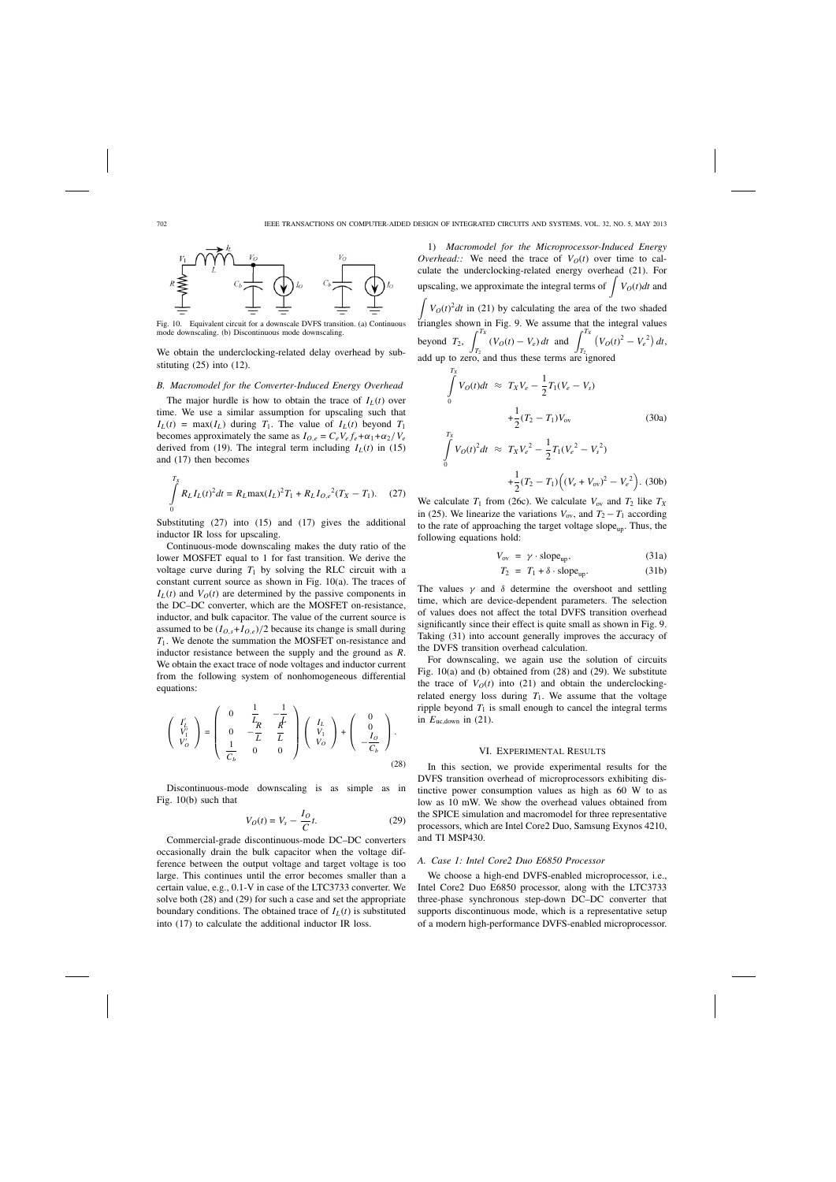Fig. 10. Equivalent circuit for a downscale DVFS transition. (a) Continuous mode downscaling. (b) Discontinuous mode downscaling.

We obtain the underclocking-related delay overhead by substituting (25) into (12).

### B. Macromodel for the Converter-Induced Energy Overhead

The major hurdle is how to obtain the trace of $I_L(t)$ over time. We use a similar assumption for upscaling such that $I_L(t) = \max(I_L)$ during $T_1$. The value of $I_L(t)$ beyond $T_1$ becomes approximately the same as $I_{O,e} = C_e V_e f_e + \alpha_1 + \alpha_2 / V_e$ derived from (19). The integral term including $I_L(t)$ in (15) and (17) then becomes

$$\int_0^{T_X} R_L I_L(t)^2 dt = R_L \max(I_L)^2 T_1 + R_L I_{O,e}{}^2 (T_X - T_1). \quad (27)$$

Substituting (27) into (15) and (17) gives the additional inductor IR loss for upscaling.

Continuous-mode downscaling makes the duty ratio of the lower MOSFET equal to 1 for fast transition. We derive the voltage curve during $T_1$ by solving the RLC circuit with a constant current source as shown in Fig. 10(a). The traces of $I_L(t)$ and $V_O(t)$ are determined by the passive components in the DC–DC converter, which are the MOSFET on-resistance, inductor, and bulk capacitor. The value of the current source is assumed to be $(I_{O,s}+I_{O,e})/2$ because its change is small during $T_1$. We denote the summation the MOSFET on-resistance and inductor resistance between the supply and the ground as $R$. We obtain the exact trace of node voltages and inductor current from the following system of nonhomogeneous differential equations:

$$\begin{pmatrix} I_L' \\ V_1' \\ V_O' \end{pmatrix} = \begin{pmatrix} 0 & \frac{1}{L} & -\frac{1}{L} \\ 0 & -\frac{R}{L} & \frac{R}{L} \\ \frac{1}{C_b} & 0 & 0 \end{pmatrix} \begin{pmatrix} I_L \\ V_1 \\ V_O \end{pmatrix} + \begin{pmatrix} 0 \\ 0 \\ -\frac{I_O}{C_b} \end{pmatrix}. \quad (28)$$

Discontinuous-mode downscaling is as simple as in Fig. 10(b) such that

$$V_O(t) = V_s - \frac{I_O}{C} t. \quad (29)$$

Commercial-grade discontinuous-mode DC–DC converters occasionally drain the bulk capacitor when the voltage difference between the output voltage and target voltage is too large. This continues until the error becomes smaller than a certain value, e.g., 0.1-V in case of the LTC3733 converter. We solve both (28) and (29) for such a case and set the appropriate boundary conditions. The obtained trace of $I_L(t)$ is substituted into (17) to calculate the additional inductor IR loss.

#### 1) *Macromodel for the Microprocessor-Induced Energy Overhead:*

We need the trace of $V_O(t)$ over time to calculate the underclocking-related energy overhead (21). For upscaling, we approximate the integral terms of $\int V_O(t)dt$ and $\int V_O(t)^2 dt$ in (21) by calculating the area of the two shaded triangles shown in Fig. 9. We assume that the integral values beyond $T_2$, $\int_{T_2}^{T_X} (V_O(t) - V_e)\, dt$ and $\int_{T_2}^{T_X} \left(V_O(t)^2 - V_e{}^2\right) dt$, add up to zero, and thus these terms are ignored

$$\int_0^{T_X} V_O(t)dt \approx T_X V_e - \frac{1}{2} T_1 (V_e - V_s) + \frac{1}{2}(T_2 - T_1) V_{ov} \quad (30a)$$

$$\int_0^{T_X} V_O(t)^2 dt \approx T_X V_e{}^2 - \frac{1}{2} T_1 (V_e{}^2 - V_s{}^2) + \frac{1}{2}(T_2 - T_1)\Big((V_e + V_{ov})^2 - V_e{}^2\Big). \quad (30b)$$

We calculate $T_1$ from (26c). We calculate $V_{ov}$ and $T_2$ like $T_X$ in (25). We linearize the variations $V_{ov}$, and $T_2 - T_1$ according to the rate of approaching the target voltage $\text{slope}_{up}$. Thus, the following equations hold:

$$V_{ov} = \gamma \cdot \text{slope}_{up}, \quad (31a)$$

$$T_2 = T_1 + \delta \cdot \text{slope}_{up}. \quad (31b)$$

The values $\gamma$ and $\delta$ determine the overshoot and settling time, which are device-dependent parameters. The selection of values does not affect the total DVFS transition overhead significantly since their effect is quite small as shown in Fig. 9. Taking (31) into account generally improves the accuracy of the DVFS transition overhead calculation.

For downscaling, we again use the solution of circuits Fig. 10(a) and (b) obtained from (28) and (29). We substitute the trace of $V_O(t)$ into (21) and obtain the underclocking-related energy loss during $T_1$. We assume that the voltage ripple beyond $T_1$ is small enough to cancel the integral terms in $E_{\text{uc,down}}$ in (21).

## VI. Experimental Results

In this section, we provide experimental results for the DVFS transition overhead of microprocessors exhibiting distinctive power consumption values as high as 60 W to as low as 10 mW. We show the overhead values obtained from the SPICE simulation and macromodel for three representative processors, which are Intel Core2 Duo, Samsung Exynos 4210, and TI MSP430.

### A. Case 1: Intel Core2 Duo E6850 Processor

We choose a high-end DVFS-enabled microprocessor, i.e., Intel Core2 Duo E6850 processor, along with the LTC3733 three-phase synchronous step-down DC–DC converter that supports discontinuous mode, which is a representative setup of a modern high-performance DVFS-enabled microprocessor.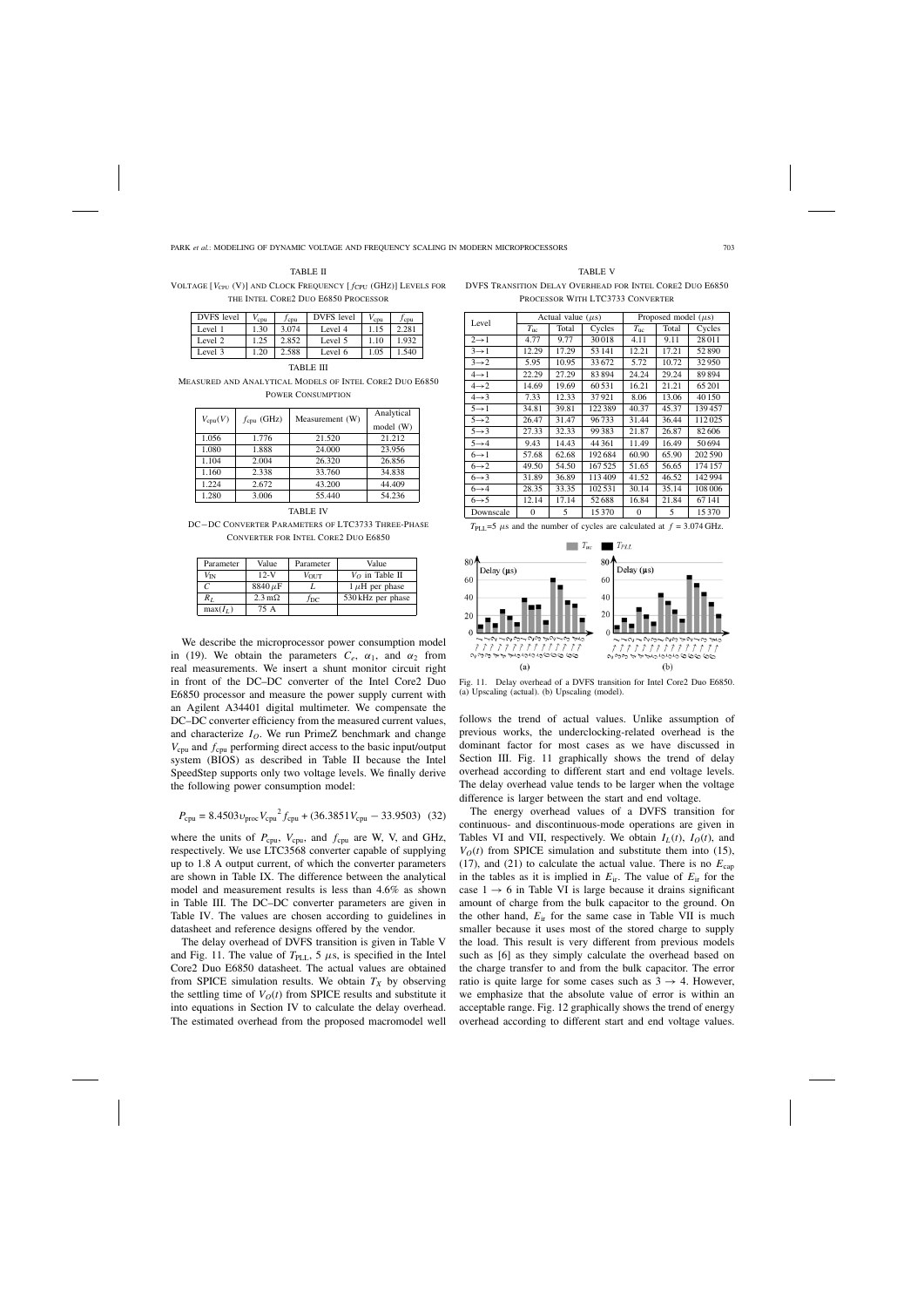TABLE II

VOLTAGE [$V_{CPU}$ (V)] AND CLOCK FREQUENCY [$f_{CPU}$ (GHZ)] LEVELS FOR THE INTEL CORE2 DUO E6850 PROCESSOR

| DVFS level | $V_{cpu}$ | $f_{cpu}$ | DVFS level | $V_{cpu}$ | $f_{cpu}$ |
|---|---|---|---|---|---|
| Level 1 | 1.30 | 3.074 | Level 4 | 1.15 | 2.281 |
| Level 2 | 1.25 | 2.852 | Level 5 | 1.10 | 1.932 |
| Level 3 | 1.20 | 2.588 | Level 6 | 1.05 | 1.540 |

TABLE III

MEASURED AND ANALYTICAL MODELS OF INTEL CORE2 DUO E6850 POWER CONSUMPTION

| $V_{cpu}(V)$ | $f_{cpu}$ (GHz) | Measurement (W) | Analytical model (W) |
|---|---|---|---|
| 1.056 | 1.776 | 21.520 | 21.212 |
| 1.080 | 1.888 | 24.000 | 23.956 |
| 1.104 | 2.004 | 26.320 | 26.856 |
| 1.160 | 2.338 | 33.760 | 34.838 |
| 1.224 | 2.672 | 43.200 | 44.409 |
| 1.280 | 3.006 | 55.440 | 54.236 |

TABLE IV

DC–DC CONVERTER PARAMETERS OF LTC3733 THREE-PHASE CONVERTER FOR INTEL CORE2 DUO E6850

| Parameter | Value | Parameter | Value |
|---|---|---|---|
| $V_{IN}$ | 12-V | $V_{OUT}$ | $V_O$ in Table II |
| $C$ | 8840 $\mu$F | $L$ | 1 $\mu$H per phase |
| $R_L$ | 2.3 m$\Omega$ | $f_{DC}$ | 530 kHz per phase |
| $\max(I_L)$ | 75 A | | |

We describe the microprocessor power consumption model in (19). We obtain the parameters $C_e$, $\alpha_1$, and $\alpha_2$ from real measurements. We insert a shunt monitor circuit right in front of the DC–DC converter of the Intel Core2 Duo E6850 processor and measure the power supply current with an Agilent A34401 digital multimeter. We compensate the DC–DC converter efficiency from the measured current values, and characterize $I_O$. We run PrimeZ benchmark and change $V_{cpu}$ and $f_{cpu}$ performing direct access to the basic input/output system (BIOS) as described in Table II because the Intel SpeedStep supports only two voltage levels. We finally derive the following power consumption model:

$$P_{cpu} = 8.4503\upsilon_{proc}V_{cpu}{}^2 f_{cpu} + (36.3851V_{cpu} - 33.9503) \quad (32)$$

where the units of $P_{cpu}$, $V_{cpu}$, and $f_{cpu}$ are W, V, and GHz, respectively. We use LTC3568 converter capable of supplying up to 1.8 A output current, of which the converter parameters are shown in Table IX. The difference between the analytical model and measurement results is less than 4.6% as shown in Table III. The DC–DC converter parameters are given in Table IV. The values are chosen according to guidelines in datasheet and reference designs offered by the vendor.

The delay overhead of DVFS transition is given in Table V and Fig. 11. The value of $T_{PLL}$, 5 $\mu$s, is specified in the Intel Core2 Duo E6850 datasheet. The actual values are obtained from SPICE simulation results. We obtain $T_X$ by observing the settling time of $V_O(t)$ from SPICE results and substitute it into equations in Section IV to calculate the delay overhead. The estimated overhead from the proposed macromodel well follows the trend of actual values. Unlike assumption of previous works, the underclocking-related overhead is the dominant factor for most cases as we have discussed in Section III. Fig. 11 graphically shows the trend of delay overhead according to different start and end voltage levels. The delay overhead value tends to be larger when the voltage difference is larger between the start and end voltage.

The energy overhead values of a DVFS transition for continuous- and discontinuous-mode operations are given in Tables VI and VII, respectively. We obtain $I_L(t)$, $I_O(t)$, and $V_O(t)$ from SPICE simulation and substitute them into (15), (17), and (21) to calculate the actual value. There is no $E_{cap}$ in the tables as it is implied in $E_{tr}$. The value of $E_{tr}$ for the case $1 \rightarrow 6$ in Table VI is large because it drains significant amount of charge from the bulk capacitor to the ground. On the other hand, $E_{tr}$ for the same case in Table VII is much smaller because it uses most of the stored charge to supply the load. This result is very different from previous models such as [6] as they simply calculate the overhead based on the charge transfer to and from the bulk capacitor. The error ratio is quite large for some cases such as $3 \rightarrow 4$. However, we emphasize that the absolute value of error is within an acceptable range. Fig. 12 graphically shows the trend of energy overhead according to different start and end voltage values.

TABLE V

DVFS TRANSITION DELAY OVERHEAD FOR INTEL CORE2 DUO E6850 PROCESSOR WITH LTC3733 CONVERTER

| Level | Actual value ($\mu s$) | | | Proposed model ($\mu s$) | | |
|---|---|---|---|---|---|---|
| | $T_{uc}$ | Total | Cycles | $T_{uc}$ | Total | Cycles |
| $2\rightarrow1$ | 4.77 | 9.77 | 30018 | 4.11 | 9.11 | 28011 |
| $3\rightarrow1$ | 12.29 | 17.29 | 53141 | 12.21 | 17.21 | 52890 |
| $3\rightarrow2$ | 5.95 | 10.95 | 33672 | 5.72 | 10.72 | 32950 |
| $4\rightarrow1$ | 22.29 | 27.29 | 83894 | 24.24 | 29.24 | 89894 |
| $4\rightarrow2$ | 14.69 | 19.69 | 60531 | 16.21 | 21.21 | 65201 |
| $4\rightarrow3$ | 7.33 | 12.33 | 37921 | 8.06 | 13.06 | 40150 |
| $5\rightarrow1$ | 34.81 | 39.81 | 122389 | 40.37 | 45.37 | 139457 |
| $5\rightarrow2$ | 26.47 | 31.47 | 96733 | 31.44 | 36.44 | 112025 |
| $5\rightarrow3$ | 27.33 | 32.33 | 99383 | 21.87 | 26.87 | 82606 |
| $5\rightarrow4$ | 9.43 | 14.43 | 44361 | 11.49 | 16.49 | 50694 |
| $6\rightarrow1$ | 57.68 | 62.68 | 192684 | 60.90 | 65.90 | 202590 |
| $6\rightarrow2$ | 49.50 | 54.50 | 167525 | 51.65 | 56.65 | 174157 |
| $6\rightarrow3$ | 31.89 | 36.89 | 113409 | 41.52 | 46.52 | 142994 |
| $6\rightarrow4$ | 28.35 | 33.35 | 102531 | 30.14 | 35.14 | 108006 |
| $6\rightarrow5$ | 12.14 | 17.14 | 52688 | 16.84 | 21.84 | 67141 |
| Downscale | 0 | 5 | 15370 | 0 | 5 | 15370 |

$T_{PLL}$=5 $\mu s$ and the number of cycles are calculated at $f$ = 3.074 GHz.

Fig. 11. Delay overhead of a DVFS transition for Intel Core2 Duo E6850. (a) Upscaling (actual). (b) Upscaling (model).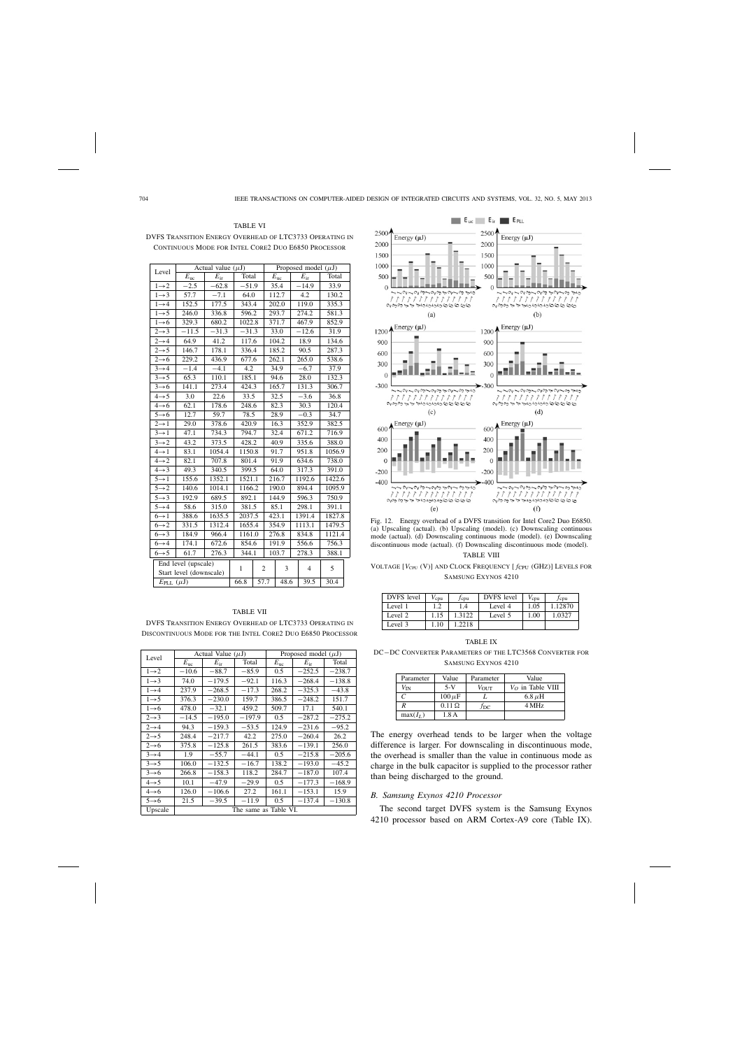TABLE VI

DVFS Transition Energy Overhead of LTC3733 Operating in Continuous Mode for Intel Core2 Duo E6850 Processor

| Level | Actual value ($\mu$J) | | | Proposed model ($\mu$J) | | |
|---|---|---|---|---|---|---|
| | $E_{uc}$ | $E_{ir}$ | Total | $E_{uc}$ | $E_{ir}$ | Total |
| 1→2 | −2.5 | −62.8 | −51.9 | 35.4 | −14.9 | 33.9 |
| 1→3 | 57.7 | −7.1 | 64.0 | 112.7 | 4.2 | 130.2 |
| 1→4 | 152.5 | 177.5 | 343.4 | 202.0 | 119.0 | 335.3 |
| 1→5 | 246.0 | 336.8 | 596.2 | 293.7 | 274.2 | 581.3 |
| 1→6 | 329.3 | 680.2 | 1022.8 | 371.7 | 467.9 | 852.9 |
| 2→3 | −11.5 | −31.3 | −31.3 | 33.0 | −12.6 | 31.9 |
| 2→4 | 64.9 | 41.2 | 117.6 | 104.2 | 18.9 | 134.6 |
| 2→5 | 146.7 | 178.1 | 336.4 | 185.2 | 90.5 | 287.3 |
| 2→6 | 229.2 | 436.9 | 677.6 | 262.1 | 265.0 | 538.6 |
| 3→4 | −1.4 | −4.1 | 4.2 | 34.9 | −6.7 | 37.9 |
| 3→5 | 65.3 | 110.1 | 185.1 | 94.6 | 28.0 | 132.3 |
| 3→6 | 141.1 | 273.4 | 424.3 | 165.7 | 131.3 | 306.7 |
| 4→5 | 3.0 | 22.6 | 33.5 | 32.5 | −3.6 | 36.8 |
| 4→6 | 62.1 | 178.6 | 248.6 | 82.3 | 30.3 | 120.4 |
| 5→6 | 12.7 | 59.7 | 78.5 | 28.9 | −0.3 | 34.7 |
| 2→1 | 29.0 | 378.6 | 420.9 | 16.3 | 352.9 | 382.5 |
| 3→1 | 47.1 | 734.3 | 794.7 | 32.4 | 671.2 | 716.9 |
| 3→2 | 43.2 | 373.5 | 428.2 | 40.9 | 335.6 | 388.0 |
| 4→1 | 83.1 | 1054.4 | 1150.8 | 91.7 | 951.8 | 1056.9 |
| 4→2 | 82.1 | 707.8 | 801.4 | 91.9 | 634.6 | 738.0 |
| 4→3 | 49.3 | 340.5 | 399.5 | 64.0 | 317.3 | 391.0 |
| 5→1 | 155.6 | 1352.1 | 1521.1 | 216.7 | 1192.6 | 1422.6 |
| 5→2 | 140.6 | 1014.1 | 1166.2 | 190.0 | 894.4 | 1095.9 |
| 5→3 | 192.9 | 689.5 | 892.1 | 144.9 | 596.3 | 750.9 |
| 5→4 | 58.6 | 315.0 | 381.5 | 85.1 | 298.1 | 391.1 |
| 6→1 | 388.6 | 1635.5 | 2037.5 | 423.1 | 1391.4 | 1827.8 |
| 6→2 | 331.5 | 1312.4 | 1655.4 | 354.9 | 1113.1 | 1479.5 |
| 6→3 | 184.9 | 966.4 | 1161.0 | 276.8 | 834.8 | 1121.4 |
| 6→4 | 174.1 | 672.6 | 854.6 | 191.9 | 556.6 | 756.3 |
| 6→5 | 61.7 | 276.3 | 344.1 | 103.7 | 278.3 | 388.1 |

| End level (upscale) / Start level (downscale) | 1 | 2 | 3 | 4 | 5 |
|---|---|---|---|---|---|
| $E_{PLL}$ ($\mu$J) | 66.8 | 57.7 | 48.6 | 39.5 | 30.4 |

TABLE VII

DVFS Transition Energy Overhead of LTC3733 Operating in Discontinuous Mode for the Intel Core2 Duo E6850 Processor

| Level | Actual Value ($\mu$J) | | | Proposed model ($\mu$J) | | |
|---|---|---|---|---|---|---|
| | $E_{uc}$ | $E_{ir}$ | Total | $E_{uc}$ | $E_{ir}$ | Total |
| 1→2 | −10.6 | −88.7 | −85.9 | 0.5 | −252.5 | −238.7 |
| 1→3 | 74.0 | −179.5 | −92.1 | 116.3 | −268.4 | −138.8 |
| 1→4 | 237.9 | −268.5 | −17.3 | 268.2 | −325.3 | −43.8 |
| 1→5 | 376.3 | −230.0 | 159.7 | 386.5 | −248.2 | 151.7 |
| 1→6 | 478.0 | −32.1 | 459.2 | 509.7 | 17.1 | 540.1 |
| 2→3 | −14.5 | −195.0 | −197.9 | 0.5 | −287.2 | −275.2 |
| 2→4 | 94.3 | −159.3 | −53.5 | 124.9 | −231.6 | −95.2 |
| 2→5 | 248.4 | −217.7 | 42.2 | 275.0 | −260.4 | 26.2 |
| 2→6 | 375.8 | −125.8 | 261.5 | 383.6 | −139.1 | 256.0 |
| 3→4 | 1.9 | −55.7 | −44.1 | 0.5 | −215.8 | −205.6 |
| 3→5 | 106.0 | −132.5 | −16.7 | 138.2 | −193.0 | −45.2 |
| 3→6 | 266.8 | −158.3 | 118.2 | 284.7 | −187.0 | 107.4 |
| 4→5 | 10.1 | −47.9 | −29.9 | 0.5 | −177.3 | −168.9 |
| 4→6 | 126.0 | −106.6 | 27.2 | 161.1 | −153.1 | 15.9 |
| 5→6 | 21.5 | −39.5 | −11.9 | 0.5 | −137.4 | −130.8 |
| Upscale | The same as Table VI. | | | | | |

Fig. 12. Energy overhead of a DVFS transition for Intel Core2 Duo E6850. (a) Upscaling (actual). (b) Upscaling (model). (c) Downscaling continuous mode (actual). (d) Downscaling continuous mode (model). (e) Downscaling discontinuous mode (actual). (f) Downscaling discontinuous mode (model).

TABLE VIII

Voltage [$V_{cpu}$ (V)] and Clock Frequency [$f_{cpu}$ (GHz)] Levels for Samsung Exynos 4210

| DVFS level | $V_{cpu}$ | $f_{cpu}$ | DVFS level | $V_{cpu}$ | $f_{cpu}$ |
|---|---|---|---|---|---|
| Level 1 | 1.2 | 1.4 | Level 4 | 1.05 | 1.12870 |
| Level 2 | 1.15 | 1.3122 | Level 5 | 1.00 | 1.0327 |
| Level 3 | 1.10 | 1.2218 | | | |

TABLE IX

DC−DC Converter Parameters of the LTC3568 Converter for Samsung Exynos 4210

| Parameter | Value | Parameter | Value |
|---|---|---|---|
| $V_{IN}$ | 5-V | $V_{OUT}$ | $V_O$ in Table VIII |
| $C$ | 100 $\mu$F | $L$ | 6.8 $\mu$H |
| $R$ | 0.11 $\Omega$ | $f_{DC}$ | 4 MHz |
| $\max(I_L)$ | 1.8 A | | |

The energy overhead tends to be larger when the voltage difference is larger. For downscaling in discontinuous mode, the overhead is smaller than the value in continuous mode as charge in the bulk capacitor is supplied to the processor rather than being discharged to the ground.

### B. Samsung Exynos 4210 Processor

The second target DVFS system is the Samsung Exynos 4210 processor based on ARM Cortex-A9 core (Table IX).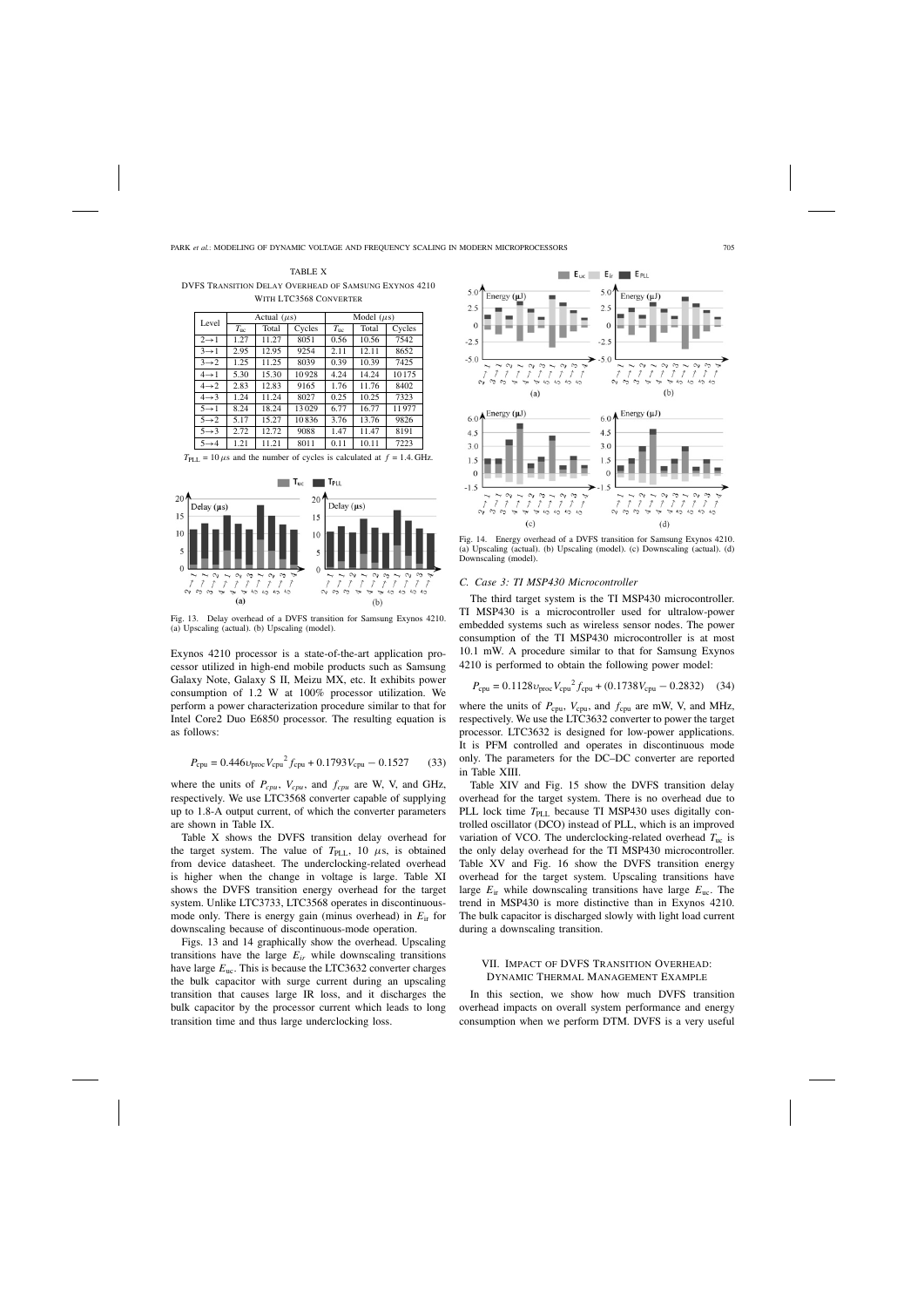TABLE X
DVFS Transition Delay Overhead of Samsung Exynos 4210 With LTC3568 Converter

| Level | Actual ($\mu s$) | | | Model ($\mu s$) | | |
|---|---|---|---|---|---|---|
| | $T_{uc}$ | Total | Cycles | $T_{uc}$ | Total | Cycles |
| 2→1 | 1.27 | 11.27 | 8051 | 0.56 | 10.56 | 7542 |
| 3→1 | 2.95 | 12.95 | 9254 | 2.11 | 12.11 | 8652 |
| 3→2 | 1.25 | 11.25 | 8039 | 0.39 | 10.39 | 7425 |
| 4→1 | 5.30 | 15.30 | 10928 | 4.24 | 14.24 | 10175 |
| 4→2 | 2.83 | 12.83 | 9165 | 1.76 | 11.76 | 8402 |
| 4→3 | 1.24 | 11.24 | 8027 | 0.25 | 10.25 | 7323 |
| 5→1 | 8.24 | 18.24 | 13029 | 6.77 | 16.77 | 11977 |
| 5→2 | 5.17 | 15.27 | 10836 | 3.76 | 13.76 | 9826 |
| 5→3 | 2.72 | 12.72 | 9088 | 1.47 | 11.47 | 8191 |
| 5→4 | 1.21 | 11.21 | 8011 | 0.11 | 10.11 | 7223 |

$T_{\text{PLL}} = 10\,\mu s$ and the number of cycles is calculated at $f = 1.4$ GHz.

Fig. 13. Delay overhead of a DVFS transition for Samsung Exynos 4210. (a) Upscaling (actual). (b) Upscaling (model).

Exynos 4210 processor is a state-of-the-art application processor utilized in high-end mobile products such as Samsung Galaxy Note, Galaxy S II, Meizu MX, etc. It exhibits power consumption of 1.2 W at 100% processor utilization. We perform a power characterization procedure similar to that for Intel Core2 Duo E6850 processor. The resulting equation is as follows:

$$P_{\text{cpu}} = 0.446\upsilon_{\text{proc}}V_{\text{cpu}}{}^{2}f_{\text{cpu}} + 0.1793V_{\text{cpu}} - 0.1527 \quad (33)$$

where the units of $P_{cpu}$, $V_{cpu}$, and $f_{cpu}$ are W, V, and GHz, respectively. We use LTC3568 converter capable of supplying up to 1.8-A output current, of which the converter parameters are shown in Table IX.

Table X shows the DVFS transition delay overhead for the target system. The value of $T_{\text{PLL}}$, 10 $\mu$s, is obtained from device datasheet. The underclocking-related overhead is higher when the change in voltage is large. Table XI shows the DVFS transition energy overhead for the target system. Unlike LTC3733, LTC3568 operates in discontinuous-mode only. There is energy gain (minus overhead) in $E_{\text{ir}}$ for downscaling because of discontinuous-mode operation.

Figs. 13 and 14 graphically show the overhead. Upscaling transitions have the large $E_{ir}$ while downscaling transitions have large $E_{\text{uc}}$. This is because the LTC3632 converter charges the bulk capacitor with surge current during an upscaling transition that causes large IR loss, and it discharges the bulk capacitor by the processor current which leads to long transition time and thus large underclocking loss.

Fig. 14. Energy overhead of a DVFS transition for Samsung Exynos 4210. (a) Upscaling (actual). (b) Upscaling (model). (c) Downscaling (actual). (d) Downscaling (model).

### C. Case 3: TI MSP430 Microcontroller

The third target system is the TI MSP430 microcontroller. TI MSP430 is a microcontroller used for ultralow-power embedded systems such as wireless sensor nodes. The power consumption of the TI MSP430 microcontroller is at most 10.1 mW. A procedure similar to that for Samsung Exynos 4210 is performed to obtain the following power model:

$$P_{\text{cpu}} = 0.1128\upsilon_{\text{proc}}V_{\text{cpu}}{}^{2}f_{\text{cpu}} + (0.1738V_{\text{cpu}} - 0.2832) \quad (34)$$

where the units of $P_{\text{cpu}}$, $V_{\text{cpu}}$, and $f_{\text{cpu}}$ are mW, V, and MHz, respectively. We use the LTC3632 converter to power the target processor. LTC3632 is designed for low-power applications. It is PFM controlled and operates in discontinuous mode only. The parameters for the DC–DC converter are reported in Table XIII.

Table XIV and Fig. 15 show the DVFS transition delay overhead for the target system. There is no overhead due to PLL lock time $T_{\text{PLL}}$ because TI MSP430 uses digitally controlled oscillator (DCO) instead of PLL, which is an improved variation of VCO. The underclocking-related overhead $T_{\text{uc}}$ is the only delay overhead for the TI MSP430 microcontroller. Table XV and Fig. 16 show the DVFS transition energy overhead for the target system. Upscaling transitions have large $E_{\text{ir}}$ while downscaling transitions have large $E_{\text{uc}}$. The trend in MSP430 is more distinctive than in Exynos 4210. The bulk capacitor is discharged slowly with light load current during a downscaling transition.

## VII. Impact of DVFS Transition Overhead: Dynamic Thermal Management Example

In this section, we show how much DVFS transition overhead impacts on overall system performance and energy consumption when we perform DTM. DVFS is a very useful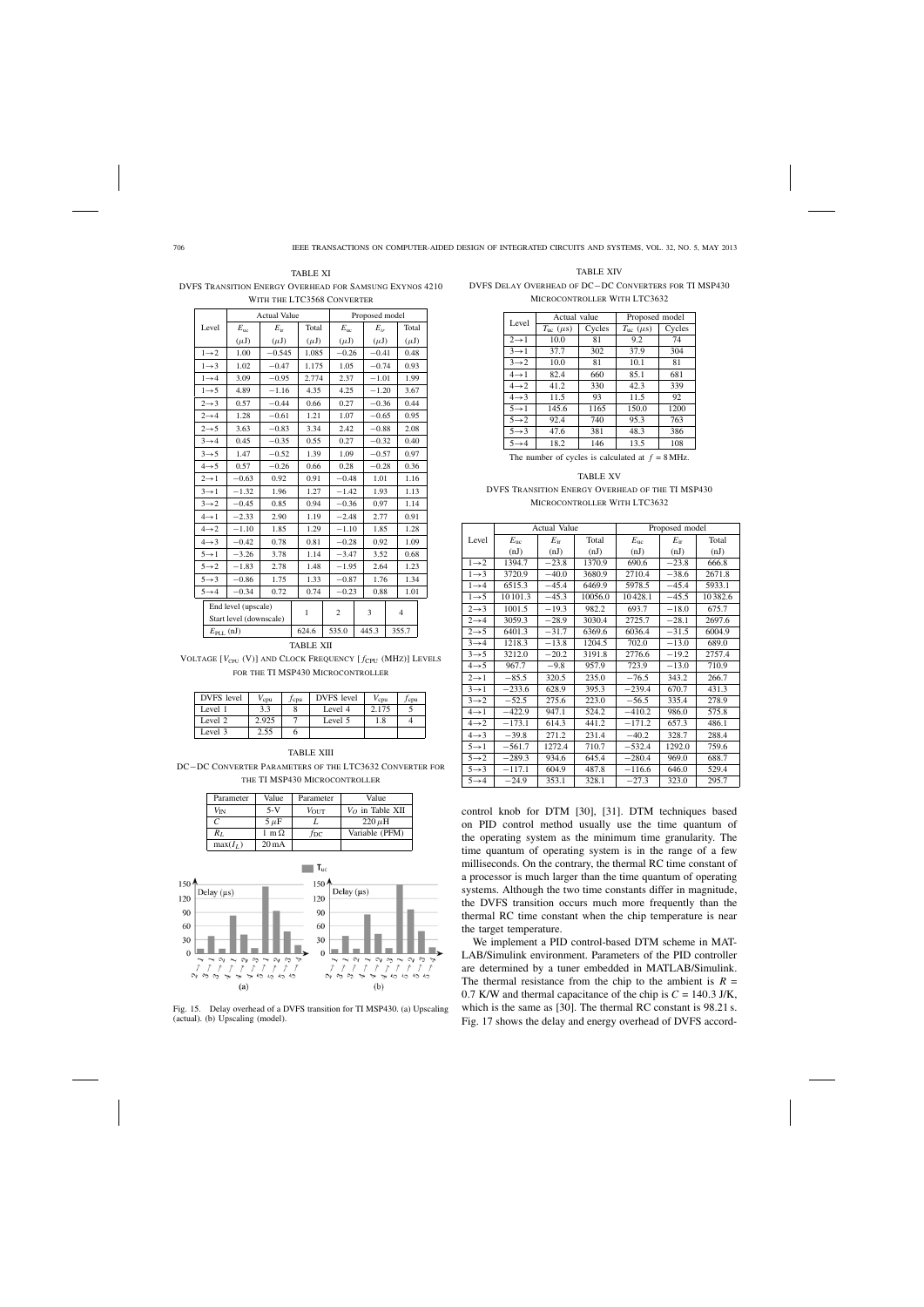TABLE XI

DVFS Transition Energy Overhead for Samsung Exynos 4210 With the LTC3568 Converter

| Level | Actual Value | | | Proposed model | | |
|---|---|---|---|---|---|---|
| | $E_{uc}$ ($\mu$J) | $E_{it}$ ($\mu$J) | Total ($\mu$J) | $E_{uc}$ ($\mu$J) | $E_{it}$ ($\mu$J) | Total ($\mu$J) |
| 1→2 | 1.00 | −0.545 | 1.085 | −0.26 | −0.41 | 0.48 |
| 1→3 | 1.02 | −0.47 | 1.175 | 1.05 | −0.74 | 0.93 |
| 1→4 | 3.09 | −0.95 | 2.774 | 2.37 | −1.01 | 1.99 |
| 1→5 | 4.89 | −1.16 | 4.35 | 4.25 | −1.20 | 3.67 |
| 2→3 | 0.57 | −0.44 | 0.66 | 0.27 | −0.36 | 0.44 |
| 2→4 | 1.28 | −0.61 | 1.21 | 1.07 | −0.65 | 0.95 |
| 2→5 | 3.63 | −0.83 | 3.34 | 2.42 | −0.88 | 2.08 |
| 3→4 | 0.45 | −0.35 | 0.55 | 0.27 | −0.32 | 0.40 |
| 3→5 | 1.47 | −0.52 | 1.39 | 1.09 | −0.57 | 0.97 |
| 4→5 | 0.57 | −0.26 | 0.66 | 0.28 | −0.28 | 0.36 |
| 2→1 | −0.63 | 0.92 | 0.91 | −0.48 | 1.01 | 1.16 |
| 3→1 | −1.32 | 1.96 | 1.27 | −1.42 | 1.93 | 1.13 |
| 3→2 | −0.45 | 0.85 | 0.94 | −0.36 | 0.97 | 1.14 |
| 4→1 | −2.33 | 2.90 | 1.19 | −2.48 | 2.77 | 0.91 |
| 4→2 | −1.10 | 1.85 | 1.29 | −1.10 | 1.85 | 1.28 |
| 4→3 | −0.42 | 0.78 | 0.81 | −0.28 | 0.92 | 1.09 |
| 5→1 | −3.26 | 3.78 | 1.14 | −3.47 | 3.52 | 0.68 |
| 5→2 | −1.83 | 2.78 | 1.48 | −1.95 | 2.64 | 1.23 |
| 5→3 | −0.86 | 1.75 | 1.33 | −0.87 | 1.76 | 1.34 |
| 5→4 | −0.34 | 0.72 | 0.74 | −0.23 | 0.88 | 1.01 |

| End level (upscale) / Start level (downscale) | 1 | 2 | 3 | 4 |
|---|---|---|---|---|
| $E_{PLL}$ (nJ) | 624.6 | 535.0 | 445.3 | 355.7 |

TABLE XII

Voltage [$V_{CPU}$ (V)] and Clock Frequency [$f_{CPU}$ (MHz)] Levels for the TI MSP430 Microcontroller

| DVFS level | $V_{cpu}$ | $f_{cpu}$ | DVFS level | $V_{cpu}$ | $f_{cpu}$ |
|---|---|---|---|---|---|
| Level 1 | 3.3 | 8 | Level 4 | 2.175 | 5 |
| Level 2 | 2.925 | 7 | Level 5 | 1.8 | 4 |
| Level 3 | 2.55 | 6 | | | |

TABLE XIII

DC–DC Converter Parameters of the LTC3632 Converter for the TI MSP430 Microcontroller

| Parameter | Value | Parameter | Value |
|---|---|---|---|
| $V_{IN}$ | 5-V | $V_{OUT}$ | $V_O$ in Table XII |
| $C$ | 5 $\mu$F | $L$ | 220 $\mu$H |
| $R_L$ | 1 m$\Omega$ | $f_{DC}$ | Variable (PFM) |
| $\max(I_L)$ | 20 mA | | |

Fig. 15. Delay overhead of a DVFS transition for TI MSP430. (a) Upscaling (actual). (b) Upscaling (model).

TABLE XIV

DVFS Delay Overhead of DC–DC Converters for TI MSP430 Microcontroller With LTC3632

| Level | Actual value | | Proposed model | |
|---|---|---|---|---|
| | $T_{uc}$ ($\mu$s) | Cycles | $T_{uc}$ ($\mu$s) | Cycles |
| 2→1 | 10.0 | 81 | 9.2 | 74 |
| 3→1 | 37.7 | 302 | 37.9 | 304 |
| 3→2 | 10.0 | 81 | 10.1 | 81 |
| 4→1 | 82.4 | 660 | 85.1 | 681 |
| 4→2 | 41.2 | 330 | 42.3 | 339 |
| 4→3 | 11.5 | 93 | 11.5 | 92 |
| 5→1 | 145.6 | 1165 | 150.0 | 1200 |
| 5→2 | 92.4 | 740 | 95.3 | 763 |
| 5→3 | 47.6 | 381 | 48.3 | 386 |
| 5→4 | 18.2 | 146 | 13.5 | 108 |

The number of cycles is calculated at $f$ = 8 MHz.

TABLE XV

DVFS Transition Energy Overhead of the TI MSP430 Microcontroller With LTC3632

| Level | Actual Value | | | Proposed model | | |
|---|---|---|---|---|---|---|
| | $E_{uc}$ (nJ) | $E_{it}$ (nJ) | Total (nJ) | $E_{uc}$ (nJ) | $E_{it}$ (nJ) | Total (nJ) |
| 1→2 | 1394.7 | −23.8 | 1370.9 | 690.6 | −23.8 | 666.8 |
| 1→3 | 3720.9 | −40.0 | 3680.9 | 2710.4 | −38.6 | 2671.8 |
| 1→4 | 6515.3 | −45.4 | 6469.9 | 5978.5 | −45.4 | 5933.1 |
| 1→5 | 10 101.3 | −45.3 | 10056.0 | 10 428.1 | −45.5 | 10 382.6 |
| 2→3 | 1001.5 | −19.3 | 982.2 | 693.7 | −18.0 | 675.7 |
| 2→4 | 3059.3 | −28.9 | 3030.4 | 2725.7 | −28.1 | 2697.6 |
| 2→5 | 6401.3 | −31.7 | 6369.6 | 6036.4 | −31.5 | 6004.9 |
| 3→4 | 1218.3 | −13.8 | 1204.5 | 702.0 | −13.0 | 689.0 |
| 3→5 | 3212.0 | −20.2 | 3191.8 | 2776.6 | −19.2 | 2757.4 |
| 4→5 | 967.7 | −9.8 | 957.9 | 723.9 | −13.0 | 710.9 |
| 2→1 | −85.5 | 320.5 | 235.0 | −76.5 | 343.2 | 266.7 |
| 3→1 | −233.6 | 628.9 | 395.3 | −239.4 | 670.7 | 431.3 |
| 3→2 | −52.5 | 275.6 | 223.0 | −56.5 | 335.4 | 278.9 |
| 4→1 | −422.9 | 947.1 | 524.2 | −410.2 | 986.0 | 575.8 |
| 4→2 | −173.1 | 614.3 | 441.2 | −171.2 | 657.3 | 486.1 |
| 4→3 | −39.8 | 271.2 | 231.4 | −40.2 | 328.7 | 288.4 |
| 5→1 | −561.7 | 1272.4 | 710.7 | −532.4 | 1292.0 | 759.6 |
| 5→2 | −289.3 | 934.6 | 645.4 | −280.4 | 969.0 | 688.7 |
| 5→3 | −117.1 | 604.9 | 487.8 | −116.6 | 646.0 | 529.4 |
| 5→4 | −24.9 | 353.1 | 328.1 | −27.3 | 323.0 | 295.7 |

control knob for DTM [30], [31]. DTM techniques based on PID control method usually use the time quantum of the operating system as the minimum time granularity. The time quantum of operating system is in the range of a few milliseconds. On the contrary, the thermal RC time constant of a processor is much larger than the time quantum of operating systems. Although the two time constants differ in magnitude, the DVFS transition occurs much more frequently than the thermal RC time constant when the chip temperature is near the target temperature.

We implement a PID control-based DTM scheme in MATLAB/Simulink environment. Parameters of the PID controller are determined by a tuner embedded in MATLAB/Simulink. The thermal resistance from the chip to the ambient is $R$ = 0.7 K/W and thermal capacitance of the chip is $C$ = 140.3 J/K, which is the same as [30]. The thermal RC constant is 98.21 s. Fig. 17 shows the delay and energy overhead of DVFS accord-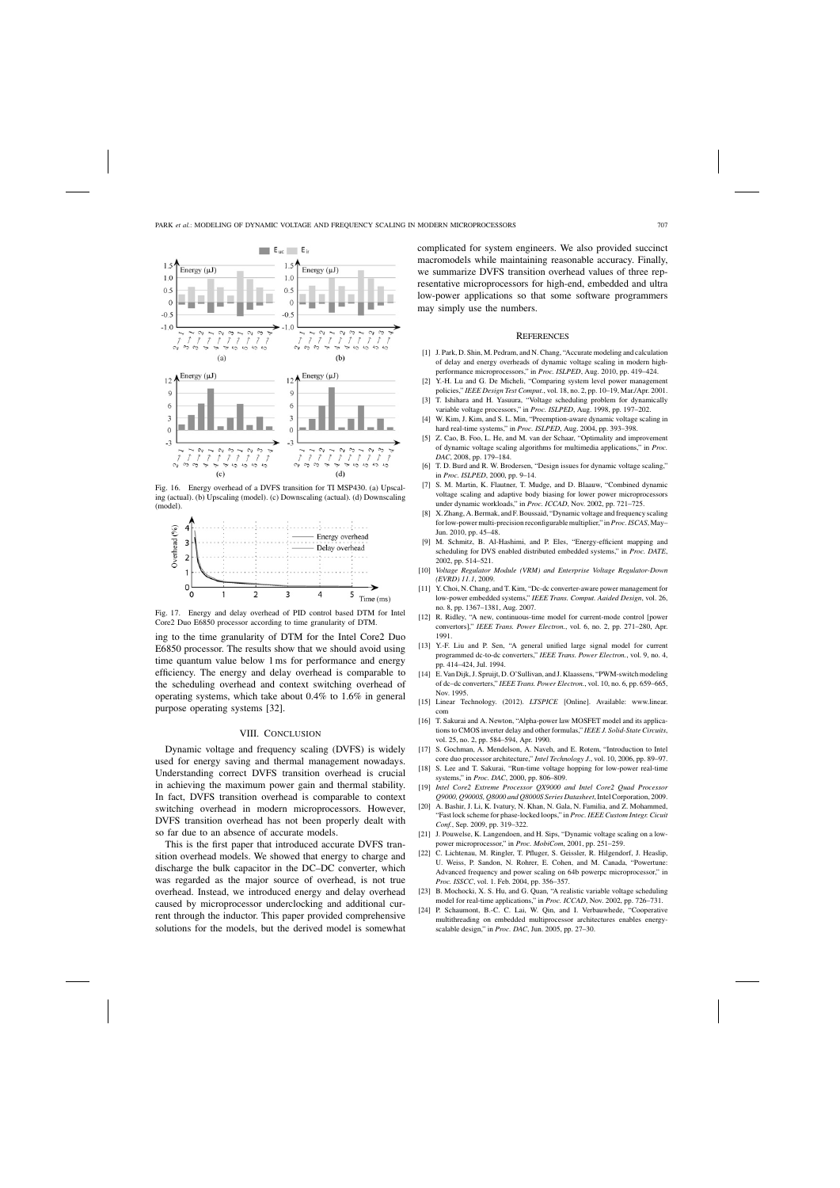Fig. 16. Energy overhead of a DVFS transition for TI MSP430. (a) Upscaling (actual). (b) Upscaling (model). (c) Downscaling (actual). (d) Downscaling (model).

Fig. 17. Energy and delay overhead of PID control based DTM for Intel Core2 Duo E6850 processor according to time granularity of DTM.

ing to the time granularity of DTM for the Intel Core2 Duo E6850 processor. The results show that we should avoid using time quantum value below 1 ms for performance and energy efficiency. The energy and delay overhead is comparable to the scheduling overhead and context switching overhead of operating systems, which take about 0.4% to 1.6% in general purpose operating systems [32].

## VIII. Conclusion

Dynamic voltage and frequency scaling (DVFS) is widely used for energy saving and thermal management nowadays. Understanding correct DVFS transition overhead is crucial in achieving the maximum power gain and thermal stability. In fact, DVFS transition overhead is comparable to context switching overhead in modern microprocessors. However, DVFS transition overhead has not been properly dealt with so far due to an absence of accurate models.

This is the first paper that introduced accurate DVFS transition overhead models. We showed that energy to charge and discharge the bulk capacitor in the DC–DC converter, which was regarded as the major source of overhead, is not true overhead. Instead, we introduced energy and delay overhead caused by microprocessor underclocking and additional current through the inductor. This paper provided comprehensive solutions for the models, but the derived model is somewhat complicated for system engineers. We also provided succinct macromodels while maintaining reasonable accuracy. Finally, we summarize DVFS transition overhead values of three representative microprocessors for high-end, embedded and ultra low-power applications so that some software programmers may simply use the numbers.

## References

[1] J. Park, D. Shin, M. Pedram, and N. Chang, "Accurate modeling and calculation of delay and energy overheads of dynamic voltage scaling in modern high-performance microprocessors," in *Proc. ISLPED*, Aug. 2010, pp. 419–424.

[2] Y.-H. Lu and G. De Micheli, "Comparing system level power management policies," *IEEE Design Test Comput.*, vol. 18, no. 2, pp. 10–19, Mar./Apr. 2001.

[3] T. Ishihara and H. Yasuura, "Voltage scheduling problem for dynamically variable voltage processors," in *Proc. ISLPED*, Aug. 1998, pp. 197–202.

[4] W. Kim, J. Kim, and S. L. Min, "Preemption-aware dynamic voltage scaling in hard real-time systems," in *Proc. ISLPED*, Aug. 2004, pp. 393–398.

[5] Z. Cao, B. Foo, L. He, and M. van der Schaar, "Optimality and improvement of dynamic voltage scaling algorithms for multimedia applications," in *Proc. DAC*, 2008, pp. 179–184.

[6] T. D. Burd and R. W. Brodersen, "Design issues for dynamic voltage scaling," in *Proc. ISLPED*, 2000, pp. 9–14.

[7] S. M. Martin, K. Flautner, T. Mudge, and D. Blaauw, "Combined dynamic voltage scaling and adaptive body biasing for lower power microprocessors under dynamic workloads," in *Proc. ICCAD*, Nov. 2002, pp. 721–725.

[8] X. Zhang, A. Bermak, and F. Boussaid, "Dynamic voltage and frequency scaling for low-power multi-precision reconfigurable multiplier," in *Proc. ISCAS*, May–Jun. 2010, pp. 45–48.

[9] M. Schmitz, B. Al-Hashimi, and P. Eles, "Energy-efficient mapping and scheduling for DVS enabled distributed embedded systems," in *Proc. DATE*, 2002, pp. 514–521.

[10] *Voltage Regulator Module (VRM) and Enterprise Voltage Regulator-Down (EVRD) 11.1*, 2009.

[11] Y. Choi, N. Chang, and T. Kim, "Dc–dc converter-aware power management for low-power embedded systems," *IEEE Trans. Comput. Aaided Design*, vol. 26, no. 8, pp. 1367–1381, Aug. 2007.

[12] R. Ridley, "A new, continuous-time model for current-mode control [power convertors]," *IEEE Trans. Power Electron.*, vol. 6, no. 2, pp. 271–280, Apr. 1991.

[13] Y.-F. Liu and P. Sen, "A general unified large signal model for current programmed dc-to-dc converters," *IEEE Trans. Power Electron.*, vol. 9, no. 4, pp. 414–424, Jul. 1994.

[14] E. Van Dijk, J. Spruijt, D. O'Sullivan, and J. Klaassens, "PWM-switch modeling of dc–dc converters," *IEEE Trans. Power Electron.*, vol. 10, no. 6, pp. 659–665, Nov. 1995.

[15] Linear Technology. (2012). *LTSPICE* [Online]. Available: www.linear.com

[16] T. Sakurai and A. Newton, "Alpha-power law MOSFET model and its applications to CMOS inverter delay and other formulas," *IEEE J. Solid-State Circuits*, vol. 25, no. 2, pp. 584–594, Apr. 1990.

[17] S. Gochman, A. Mendelson, A. Naveh, and E. Rotem, "Introduction to Intel core duo processor architecture," *Intel Technology J.*, vol. 10, 2006, pp. 89–97.

[18] S. Lee and T. Sakurai, "Run-time voltage hopping for low-power real-time systems," in *Proc. DAC*, 2000, pp. 806–809.

[19] *Intel Core2 Extreme Processor QX9000 and Intel Core2 Quad Processor Q9000, Q9000S, Q8000 and Q8000S Series Datasheet*, Intel Corporation, 2009.

[20] A. Bashir, J. Li, K. Ivatury, N. Khan, N. Gala, N. Familia, and Z. Mohammed, "Fast lock scheme for phase-locked loops," in *Proc. IEEE Custom Integr. Cicuit Conf.*, Sep. 2009, pp. 319–322.

[21] J. Pouwelse, K. Langendoen, and H. Sips, "Dynamic voltage scaling on a low-power microprocessor," in *Proc. MobiCom*, 2001, pp. 251–259.

[22] C. Lichtenau, M. Ringler, T. Pfluger, S. Geissler, R. Hilgendorf, J. Heaslip, U. Weiss, P. Sandon, N. Rohrer, E. Cohen, and M. Canada, "Powertune: Advanced frequency and power scaling on 64b powerpc microprocessor," in *Proc. ISSCC*, vol. 1. Feb. 2004, pp. 356–357.

[23] B. Mochocki, X. S. Hu, and G. Quan, "A realistic variable voltage scheduling model for real-time applications," in *Proc. ICCAD*, Nov. 2002, pp. 726–731.

[24] P. Schaumont, B.-C. C. Lai, W. Qin, and I. Verbauwhede, "Cooperative multithreading on embedded multiprocessor architectures enables energy-scalable design," in *Proc. DAC*, Jun. 2005, pp. 27–30.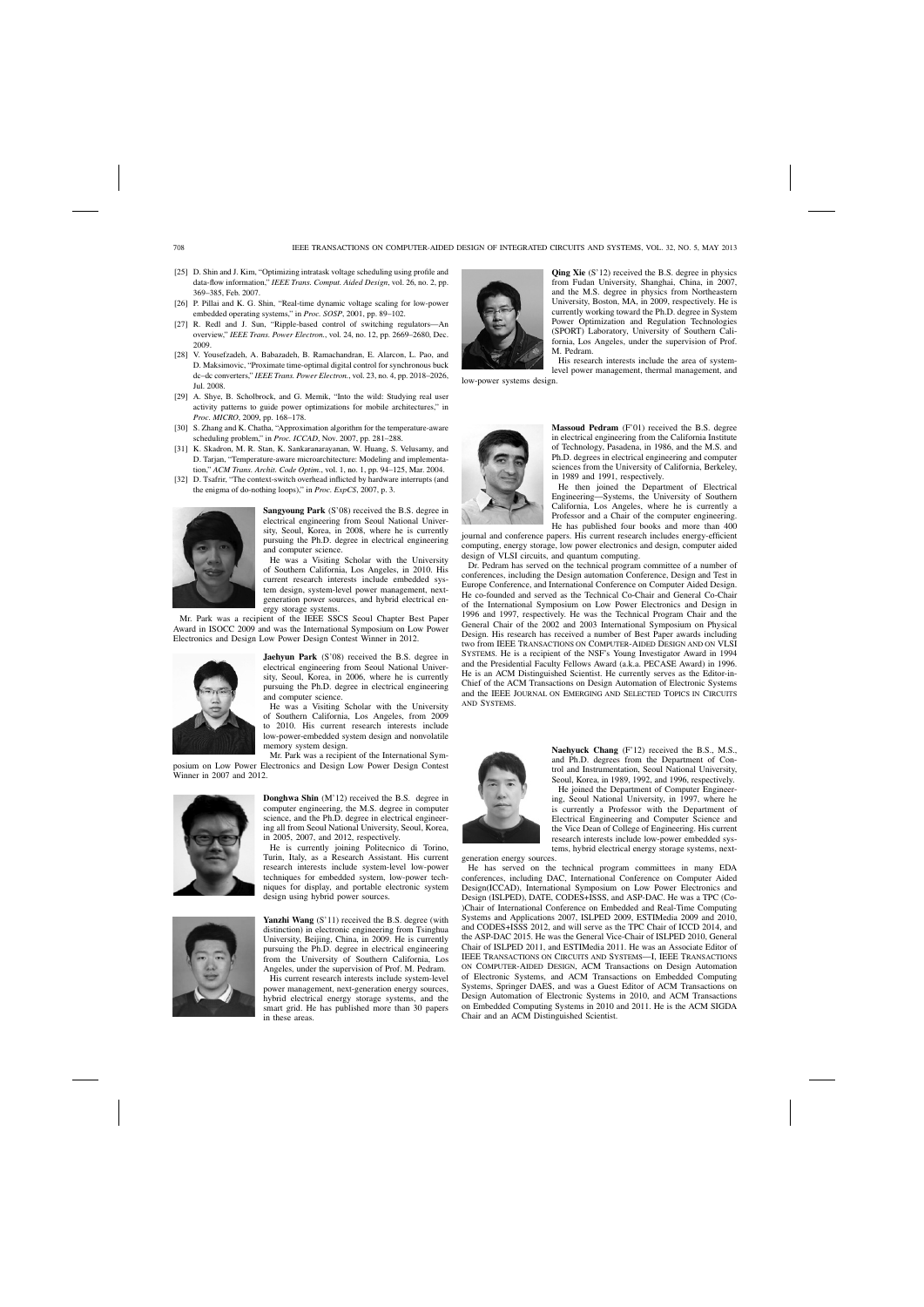[25] D. Shin and J. Kim, "Optimizing intratask voltage scheduling using profile and data-flow information," *IEEE Trans. Comput. Aided Design*, vol. 26, no. 2, pp. 369–385, Feb. 2007.

[26] P. Pillai and K. G. Shin, "Real-time dynamic voltage scaling for low-power embedded operating systems," in *Proc. SOSP*, 2001, pp. 89–102.

[27] R. Redl and J. Sun, "Ripple-based control of switching regulators—An overview," *IEEE Trans. Power Electron.*, vol. 24, no. 12, pp. 2669–2680, Dec. 2009.

[28] V. Yousefzadeh, A. Babazadeh, B. Ramachandran, E. Alarcon, L. Pao, and D. Maksimovic, "Proximate time-optimal digital control for synchronous buck dc–dc converters," *IEEE Trans. Power Electron.*, vol. 23, no. 4, pp. 2018–2026, Jul. 2008.

[29] A. Shye, B. Scholbrock, and G. Memik, "Into the wild: Studying real user activity patterns to guide power optimizations for mobile architectures," in *Proc. MICRO*, 2009, pp. 168–178.

[30] S. Zhang and K. Chatha, "Approximation algorithm for the temperature-aware scheduling problem," in *Proc. ICCAD*, Nov. 2007, pp. 281–288.

[31] K. Skadron, M. R. Stan, K. Sankaranarayanan, W. Huang, S. Velusamy, and D. Tarjan, "Temperature-aware microarchitecture: Modeling and implementation," *ACM Trans. Archit. Code Optim.*, vol. 1, no. 1, pp. 94–125, Mar. 2004.

[32] D. Tsafrir, "The context-switch overhead inflicted by hardware interrupts (and the enigma of do-nothing loops)," in *Proc. ExpCS*, 2007, p. 3.

**Sangyoung Park** (S'08) received the B.S. degree in electrical engineering from Seoul National University, Seoul, Korea, in 2008, where he is currently pursuing the Ph.D. degree in electrical engineering and computer science.

He was a Visiting Scholar with the University of Southern California, Los Angeles, in 2010. His current research interests include embedded system design, system-level power management, next-generation power sources, and hybrid electrical energy storage systems.

Mr. Park was a recipient of the IEEE SSCS Seoul Chapter Best Paper Award in ISOCC 2009 and was the International Symposium on Low Power Electronics and Design Low Power Design Contest Winner in 2012.

**Jaehyun Park** (S'08) received the B.S. degree in electrical engineering from Seoul National University, Seoul, Korea, in 2006, where he is currently pursuing the Ph.D. degree in electrical engineering and computer science.

He was a Visiting Scholar with the University of Southern California, Los Angeles, from 2009 to 2010. His current research interests include low-power-embedded system design and nonvolatile memory system design.

Mr. Park was a recipient of the International Symposium on Low Power Electronics and Design Low Power Design Contest Winner in 2007 and 2012.

**Donghwa Shin** (M'12) received the B.S. degree in computer engineering, the M.S. degree in computer science, and the Ph.D. degree in electrical engineering all from Seoul National University, Seoul, Korea, in 2005, 2007, and 2012, respectively.

He is currently joining Politecnico di Torino, Turin, Italy, as a Research Assistant. His current research interests include system-level low-power techniques for embedded system, low-power techniques for display, and portable electronic system design using hybrid power sources.

**Yanzhi Wang** (S'11) received the B.S. degree (with distinction) in electronic engineering from Tsinghua University, Beijing, China, in 2009. He is currently pursuing the Ph.D. degree in electrical engineering from the University of Southern California, Los Angeles, under the supervision of Prof. M. Pedram.

His current research interests include system-level power management, next-generation energy sources, hybrid electrical energy storage systems, and the smart grid. He has published more than 30 papers in these areas.

**Qing Xie** (S'12) received the B.S. degree in physics from Fudan University, Shanghai, China, in 2007, and the M.S. degree in physics from Northeastern University, Boston, MA, in 2009, respectively. He is currently working toward the Ph.D. degree in System Power Optimization and Regulation Technologies (SPORT) Laboratory, University of Southern California, Los Angeles, under the supervision of Prof. M. Pedram.

His research interests include the area of system-level power management, thermal management, and low-power systems design.

**Massoud Pedram** (F'01) received the B.S. degree in electrical engineering from the California Institute of Technology, Pasadena, in 1986, and the M.S. and Ph.D. degrees in electrical engineering and computer sciences from the University of California, Berkeley, in 1989 and 1991, respectively.

He then joined the Department of Electrical Engineering—Systems, the University of Southern California, Los Angeles, where he is currently a Professor and a Chair of the computer engineering. He has published four books and more than 400 journal and conference papers. His current research includes energy-efficient computing, energy storage, low power electronics and design, computer aided design of VLSI circuits, and quantum computing.

Dr. Pedram has served on the technical program committee of a number of conferences, including the Design automation Conference, Design and Test in Europe Conference, and International Conference on Computer Aided Design. He co-founded and served as the Technical Co-Chair and General Co-Chair of the International Symposium on Low Power Electronics and Design in 1996 and 1997, respectively. He was the Technical Program Chair and the General Chair of the 2002 and 2003 International Symposium on Physical Design. His research has received a number of Best Paper awards including two from IEEE Transactions on Computer-Aided Design and on VLSI Systems. He is a recipient of the NSF's Young Investigator Award in 1994 and the Presidential Faculty Fellows Award (a.k.a. PECASE Award) in 1996. He is an ACM Distinguished Scientist. He currently serves as the Editor-in-Chief of the ACM Transactions on Design Automation of Electronic Systems and the IEEE Journal on Emerging and Selected Topics in Circuits and Systems.

**Naehyuck Chang** (F'12) received the B.S., M.S., and Ph.D. degrees from the Department of Control and Instrumentation, Seoul National University, Seoul, Korea, in 1989, 1992, and 1996, respectively.

He joined the Department of Computer Engineering, Seoul National University, in 1997, where he is currently a Professor with the Department of Electrical Engineering and Computer Science and the Vice Dean of College of Engineering. His current research interests include low-power embedded systems, hybrid electrical energy storage systems, next-generation energy sources.

He has served on the technical program committees in many EDA conferences, including DAC, International Conference on Computer Aided Design(ICCAD), International Symposium on Low Power Electronics and Design (ISLPED), DATE, CODES+ISSS, and ASP-DAC. He was a TPC (Co-)Chair of International Conference on Embedded and Real-Time Computing Systems and Applications 2007, ISLPED 2009, ESTIMedia 2009 and 2010, and CODES+ISSS 2012, and will serve as the TPC Chair of ICCD 2014, and the ASP-DAC 2015. He was the General Vice-Chair of ISLPED 2010, General Chair of ISLPED 2011, and ESTIMedia 2011. He was an Associate Editor of IEEE Transactions on Circuits and Systems—I, IEEE Transactions on Computer-Aided Design, ACM Transactions on Design Automation of Electronic Systems, and ACM Transactions on Embedded Computing Systems, Springer DAES, and was a Guest Editor of ACM Transactions on Design Automation of Electronic Systems in 2010, and ACM Transactions on Embedded Computing Systems in 2010 and 2011. He is the ACM SIGDA Chair and an ACM Distinguished Scientist.